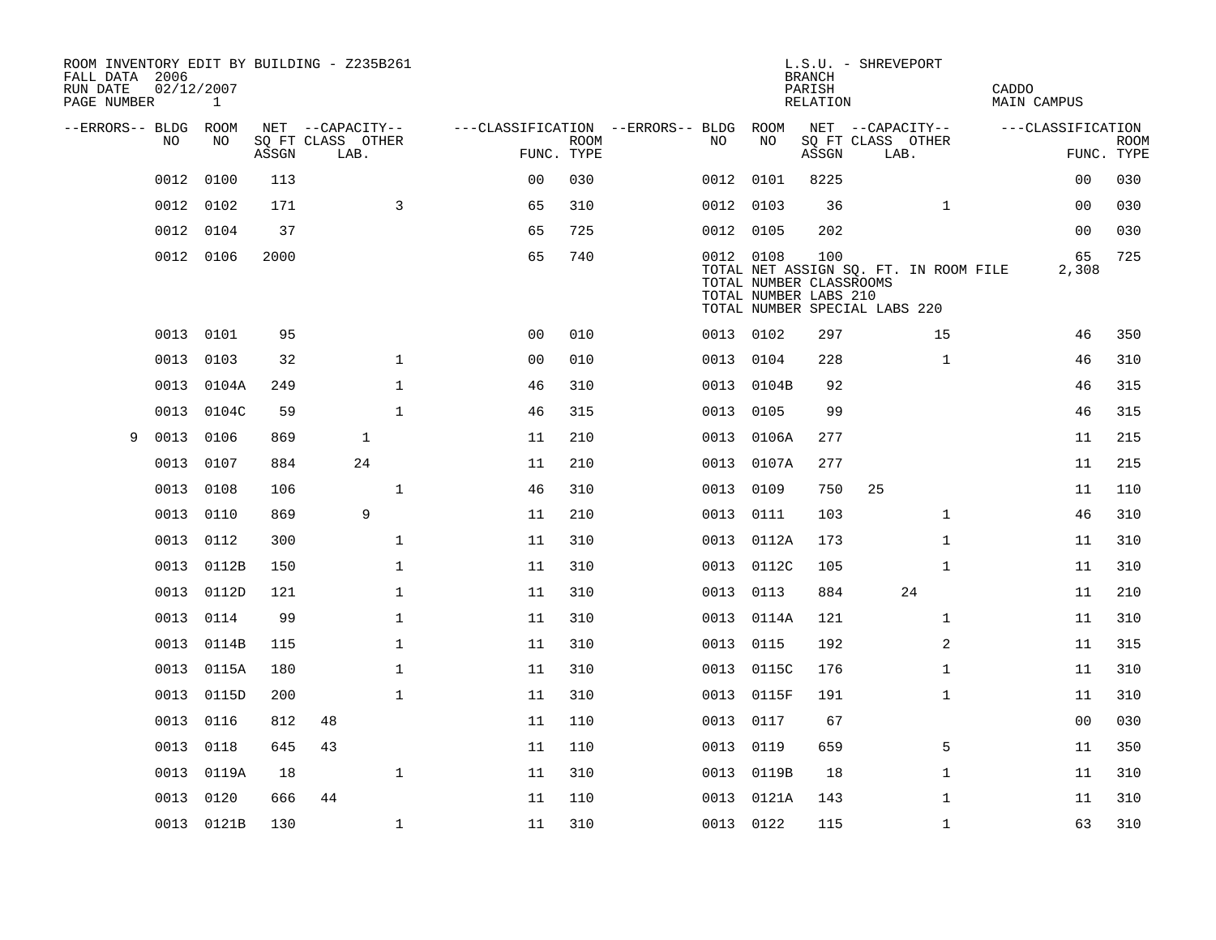ROOM INVENTORY EDIT BY BUILDING - Z235B261
FALL DATA 2006
RUN DATE 02/12/2007
PAGE NUMBER 1

L.S.U. - SHREVEPORT
BRANCH
PARISH CADDO
RELATION MAIN CAMPUS

| --ERRORS-- | BLDG NO | ROOM NO | NET SQ FT ASSGN | CAPACITY CLASS | CAPACITY LAB. | CAPACITY OTHER | FUNC. | ROOM TYPE | --ERRORS-- | BLDG NO | ROOM NO | NET SQ FT ASSGN | CAPACITY CLASS | CAPACITY LAB. | CAPACITY OTHER | FUNC. | ROOM TYPE |
|---|---|---|---|---|---|---|---|---|---|---|---|---|---|---|---|---|---|
| | 0012 | 0100 | 113 | | | | 00 | 030 | | 0012 | 0101 | 8225 | | | | 00 | 030 |
| | 0012 | 0102 | 171 | | | 3 | 65 | 310 | | 0012 | 0103 | 36 | | | 1 | 00 | 030 |
| | 0012 | 0104 | 37 | | | | 65 | 725 | | 0012 | 0105 | 202 | | | | 00 | 030 |
| | 0012 | 0106 | 2000 | | | | 65 | 740 | | 0012 | 0108 | 100 | | | | 65 | 725 |
| | | | | | | | | | | TOTAL NET ASSIGN SQ. FT. IN ROOM FILE | | | | | | 2,308 | |
| | | | | | | | | | | TOTAL NUMBER CLASSROOMS | | | | | | | |
| | | | | | | | | | | TOTAL NUMBER LABS 210 | | | | | | | |
| | | | | | | | | | | TOTAL NUMBER SPECIAL LABS 220 | | | | | | | |
| | 0013 | 0101 | 95 | | | | 00 | 010 | | 0013 | 0102 | 297 | | | 15 | 46 | 350 |
| | 0013 | 0103 | 32 | | | 1 | 00 | 010 | | 0013 | 0104 | 228 | | | 1 | 46 | 310 |
| | 0013 | 0104A | 249 | | | 1 | 46 | 310 | | 0013 | 0104B | 92 | | | | 46 | 315 |
| | 0013 | 0104C | 59 | | | 1 | 46 | 315 | | 0013 | 0105 | 99 | | | | 46 | 315 |
| 9 | 0013 | 0106 | 869 | | 1 | | 11 | 210 | | 0013 | 0106A | 277 | | | | 11 | 215 |
| | 0013 | 0107 | 884 | | 24 | | 11 | 210 | | 0013 | 0107A | 277 | | | | 11 | 215 |
| | 0013 | 0108 | 106 | | | 1 | 46 | 310 | | 0013 | 0109 | 750 | 25 | | | 11 | 110 |
| | 0013 | 0110 | 869 | | 9 | | 11 | 210 | | 0013 | 0111 | 103 | | | 1 | 46 | 310 |
| | 0013 | 0112 | 300 | | | 1 | 11 | 310 | | 0013 | 0112A | 173 | | | 1 | 11 | 310 |
| | 0013 | 0112B | 150 | | | 1 | 11 | 310 | | 0013 | 0112C | 105 | | | 1 | 11 | 310 |
| | 0013 | 0112D | 121 | | | 1 | 11 | 310 | | 0013 | 0113 | 884 | | 24 | | 11 | 210 |
| | 0013 | 0114 | 99 | | | 1 | 11 | 310 | | 0013 | 0114A | 121 | | | 1 | 11 | 310 |
| | 0013 | 0114B | 115 | | | 1 | 11 | 310 | | 0013 | 0115 | 192 | | | 2 | 11 | 315 |
| | 0013 | 0115A | 180 | | | 1 | 11 | 310 | | 0013 | 0115C | 176 | | | 1 | 11 | 310 |
| | 0013 | 0115D | 200 | | | 1 | 11 | 310 | | 0013 | 0115F | 191 | | | 1 | 11 | 310 |
| | 0013 | 0116 | 812 | 48 | | | 11 | 110 | | 0013 | 0117 | 67 | | | | 00 | 030 |
| | 0013 | 0118 | 645 | 43 | | | 11 | 110 | | 0013 | 0119 | 659 | | | 5 | 11 | 350 |
| | 0013 | 0119A | 18 | | | 1 | 11 | 310 | | 0013 | 0119B | 18 | | | 1 | 11 | 310 |
| | 0013 | 0120 | 666 | 44 | | | 11 | 110 | | 0013 | 0121A | 143 | | | 1 | 11 | 310 |
| | 0013 | 0121B | 130 | | | 1 | 11 | 310 | | 0013 | 0122 | 115 | | | 1 | 63 | 310 |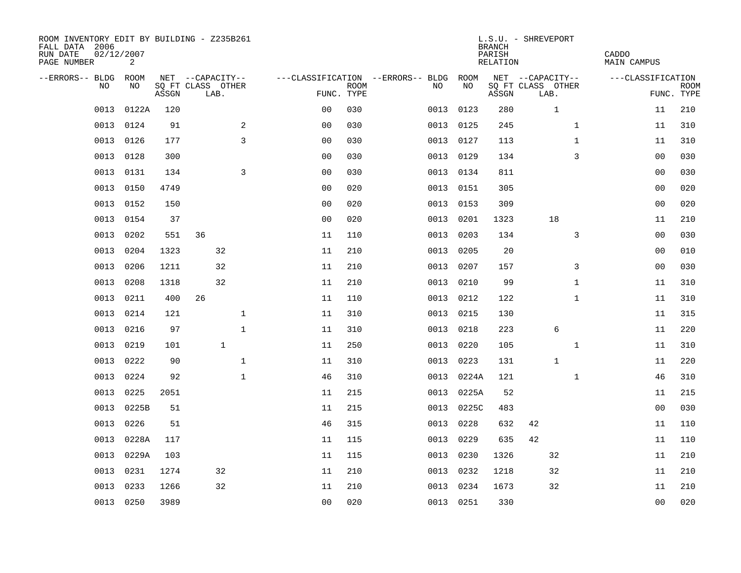ROOM INVENTORY EDIT BY BUILDING - Z235B261
FALL DATA 2006
RUN DATE 02/12/2007

L.S.U. - SHREVEPORT
BRANCH
PARISH CADDO
RELATION MAIN CAMPUS

| --ERRORS-- | BLDG NO | ROOM NO | NET SQ FT ASSGN | CAPACITY CLASS | CAPACITY LAB. | CAPACITY OTHER | CLASSIFICATION FUNC. | ROOM TYPE | --ERRORS-- | BLDG NO | ROOM NO | NET SQ FT ASSGN | CAPACITY CLASS | CAPACITY LAB. | CAPACITY OTHER | CLASSIFICATION FUNC. | ROOM TYPE |
|---|---|---|---|---|---|---|---|---|---|---|---|---|---|---|---|---|---|
| | 0013 | 0122A | 120 | | | | 00 | 030 | | 0013 | 0123 | 280 | | 1 | | 11 | 210 |
| | 0013 | 0124 | 91 | | | 2 | 00 | 030 | | 0013 | 0125 | 245 | | | 1 | 11 | 310 |
| | 0013 | 0126 | 177 | | | 3 | 00 | 030 | | 0013 | 0127 | 113 | | | 1 | 11 | 310 |
| | 0013 | 0128 | 300 | | | | 00 | 030 | | 0013 | 0129 | 134 | | | 3 | 00 | 030 |
| | 0013 | 0131 | 134 | | | 3 | 00 | 030 | | 0013 | 0134 | 811 | | | | 00 | 030 |
| | 0013 | 0150 | 4749 | | | | 00 | 020 | | 0013 | 0151 | 305 | | | | 00 | 020 |
| | 0013 | 0152 | 150 | | | | 00 | 020 | | 0013 | 0153 | 309 | | | | 00 | 020 |
| | 0013 | 0154 | 37 | | | | 00 | 020 | | 0013 | 0201 | 1323 | | 18 | | 11 | 210 |
| | 0013 | 0202 | 551 | 36 | | | 11 | 110 | | 0013 | 0203 | 134 | | | 3 | 00 | 030 |
| | 0013 | 0204 | 1323 | | 32 | | 11 | 210 | | 0013 | 0205 | 20 | | | | 00 | 010 |
| | 0013 | 0206 | 1211 | | 32 | | 11 | 210 | | 0013 | 0207 | 157 | | | 3 | 00 | 030 |
| | 0013 | 0208 | 1318 | | 32 | | 11 | 210 | | 0013 | 0210 | 99 | | | 1 | 11 | 310 |
| | 0013 | 0211 | 400 | 26 | | | 11 | 110 | | 0013 | 0212 | 122 | | | 1 | 11 | 310 |
| | 0013 | 0214 | 121 | | | 1 | 11 | 310 | | 0013 | 0215 | 130 | | | | 11 | 315 |
| | 0013 | 0216 | 97 | | | 1 | 11 | 310 | | 0013 | 0218 | 223 | | 6 | | 11 | 220 |
| | 0013 | 0219 | 101 | | 1 | | 11 | 250 | | 0013 | 0220 | 105 | | | 1 | 11 | 310 |
| | 0013 | 0222 | 90 | | | 1 | 11 | 310 | | 0013 | 0223 | 131 | | 1 | | 11 | 220 |
| | 0013 | 0224 | 92 | | | 1 | 46 | 310 | | 0013 | 0224A | 121 | | | 1 | 46 | 310 |
| | 0013 | 0225 | 2051 | | | | 11 | 215 | | 0013 | 0225A | 52 | | | | 11 | 215 |
| | 0013 | 0225B | 51 | | | | 11 | 215 | | 0013 | 0225C | 483 | | | | 00 | 030 |
| | 0013 | 0226 | 51 | | | | 46 | 315 | | 0013 | 0228 | 632 | 42 | | | 11 | 110 |
| | 0013 | 0228A | 117 | | | | 11 | 115 | | 0013 | 0229 | 635 | 42 | | | 11 | 110 |
| | 0013 | 0229A | 103 | | | | 11 | 115 | | 0013 | 0230 | 1326 | | 32 | | 11 | 210 |
| | 0013 | 0231 | 1274 | | 32 | | 11 | 210 | | 0013 | 0232 | 1218 | | 32 | | 11 | 210 |
| | 0013 | 0233 | 1266 | | 32 | | 11 | 210 | | 0013 | 0234 | 1673 | | 32 | | 11 | 210 |
| | 0013 | 0250 | 3989 | | | | 00 | 020 | | 0013 | 0251 | 330 | | | | 00 | 020 |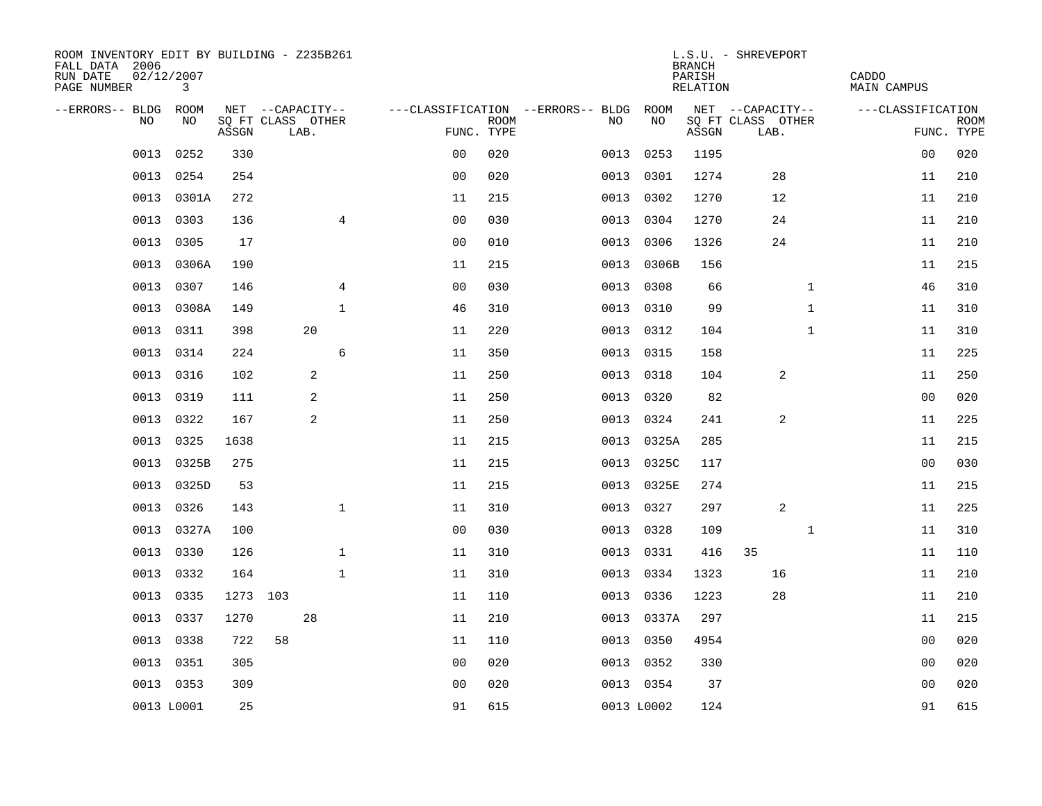ROOM INVENTORY EDIT BY BUILDING - Z235B261
FALL DATA 2006
RUN DATE 02/12/2007
PAGE NUMBER 3

L.S.U. - SHREVEPORT
BRANCH
PARISH CADDO
RELATION MAIN CAMPUS

| --ERRORS-- | BLDG NO | ROOM NO | NET SQ FT ASSGN | CAPACITY CLASS | CAPACITY LAB. | CAPACITY OTHER | CLASSIFICATION FUNC. | ROOM TYPE | --ERRORS-- | BLDG NO | ROOM NO | NET SQ FT ASSGN | CAPACITY CLASS | CAPACITY LAB. | CAPACITY OTHER | CLASSIFICATION FUNC. | ROOM TYPE |
|---|---|---|---|---|---|---|---|---|---|---|---|---|---|---|---|---|---|
| | 0013 | 0252 | 330 | | | | 00 | 020 | | 0013 | 0253 | 1195 | | | | 00 | 020 |
| | 0013 | 0254 | 254 | | | | 00 | 020 | | 0013 | 0301 | 1274 | | 28 | | 11 | 210 |
| | 0013 | 0301A | 272 | | | | 11 | 215 | | 0013 | 0302 | 1270 | | 12 | | 11 | 210 |
| | 0013 | 0303 | 136 | | | 4 | 00 | 030 | | 0013 | 0304 | 1270 | | 24 | | 11 | 210 |
| | 0013 | 0305 | 17 | | | | 00 | 010 | | 0013 | 0306 | 1326 | | 24 | | 11 | 210 |
| | 0013 | 0306A | 190 | | | | 11 | 215 | | 0013 | 0306B | 156 | | | | 11 | 215 |
| | 0013 | 0307 | 146 | | | 4 | 00 | 030 | | 0013 | 0308 | 66 | | | 1 | 46 | 310 |
| | 0013 | 0308A | 149 | | | 1 | 46 | 310 | | 0013 | 0310 | 99 | | | 1 | 11 | 310 |
| | 0013 | 0311 | 398 | | 20 | | 11 | 220 | | 0013 | 0312 | 104 | | | 1 | 11 | 310 |
| | 0013 | 0314 | 224 | | | 6 | 11 | 350 | | 0013 | 0315 | 158 | | | | 11 | 225 |
| | 0013 | 0316 | 102 | | 2 | | 11 | 250 | | 0013 | 0318 | 104 | | 2 | | 11 | 250 |
| | 0013 | 0319 | 111 | | 2 | | 11 | 250 | | 0013 | 0320 | 82 | | | | 00 | 020 |
| | 0013 | 0322 | 167 | | 2 | | 11 | 250 | | 0013 | 0324 | 241 | | 2 | | 11 | 225 |
| | 0013 | 0325 | 1638 | | | | 11 | 215 | | 0013 | 0325A | 285 | | | | 11 | 215 |
| | 0013 | 0325B | 275 | | | | 11 | 215 | | 0013 | 0325C | 117 | | | | 00 | 030 |
| | 0013 | 0325D | 53 | | | | 11 | 215 | | 0013 | 0325E | 274 | | | | 11 | 215 |
| | 0013 | 0326 | 143 | | | 1 | 11 | 310 | | 0013 | 0327 | 297 | | 2 | | 11 | 225 |
| | 0013 | 0327A | 100 | | | | 00 | 030 | | 0013 | 0328 | 109 | | | 1 | 11 | 310 |
| | 0013 | 0330 | 126 | | | 1 | 11 | 310 | | 0013 | 0331 | 416 | 35 | | | 11 | 110 |
| | 0013 | 0332 | 164 | | | 1 | 11 | 310 | | 0013 | 0334 | 1323 | | 16 | | 11 | 210 |
| | 0013 | 0335 | 1273 | 103 | | | 11 | 110 | | 0013 | 0336 | 1223 | | 28 | | 11 | 210 |
| | 0013 | 0337 | 1270 | | 28 | | 11 | 210 | | 0013 | 0337A | 297 | | | | 11 | 215 |
| | 0013 | 0338 | 722 | 58 | | | 11 | 110 | | 0013 | 0350 | 4954 | | | | 00 | 020 |
| | 0013 | 0351 | 305 | | | | 00 | 020 | | 0013 | 0352 | 330 | | | | 00 | 020 |
| | 0013 | 0353 | 309 | | | | 00 | 020 | | 0013 | 0354 | 37 | | | | 00 | 020 |
| | 0013 | L0001 | 25 | | | | 91 | 615 | | 0013 | L0002 | 124 | | | | 91 | 615 |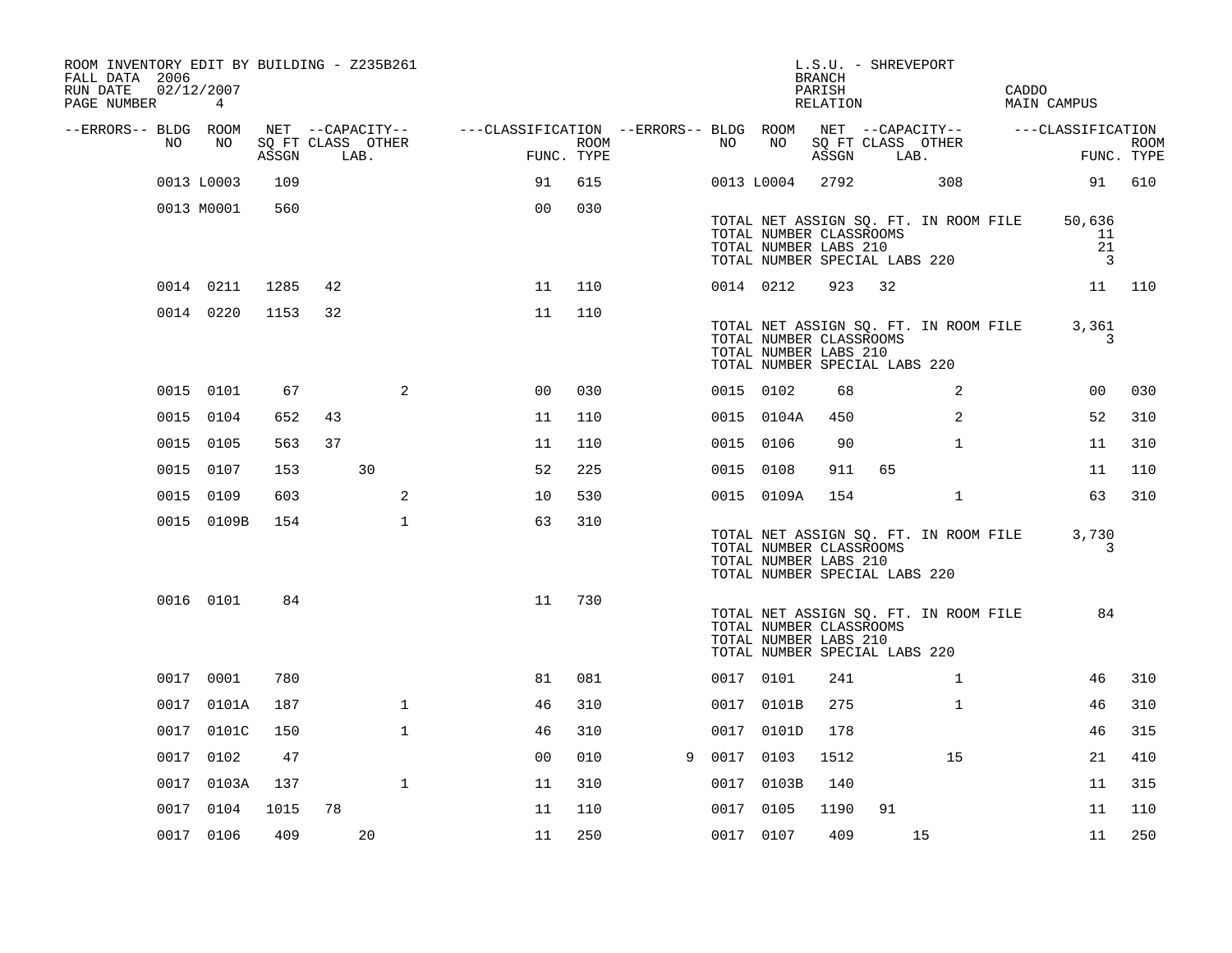ROOM INVENTORY EDIT BY BUILDING - Z235B261
FALL DATA 2006
RUN DATE 02/12/2007

L.S.U. - SHREVEPORT
BRANCH
PARISH CADDO
RELATION MAIN CAMPUS

| --ERRORS-- | BLDG NO | ROOM NO | NET SQ FT ASSGN | CAPACITY CLASS | CAPACITY LAB. | CAPACITY OTHER | FUNC. | ROOM TYPE | --ERRORS-- | BLDG NO | ROOM NO | NET SQ FT ASSGN | CAPACITY CLASS | CAPACITY LAB. | CAPACITY OTHER | FUNC. | ROOM TYPE |
|---|---|---|---|---|---|---|---|---|---|---|---|---|---|---|---|---|---|
| | 0013 | L0003 | 109 | | | | 91 | 615 | | 0013 | L0004 | 2792 | | | 308 | 91 | 610 |
| | 0013 | M0001 | 560 | | | | 00 | 030 | | | | | | | | | |
| | | | | | | | | | | TOTAL NET ASSIGN SQ. FT. IN ROOM FILE | | | | | | 50,636 | |
| | | | | | | | | | | TOTAL NUMBER CLASSROOMS | | | | | | 11 | |
| | | | | | | | | | | TOTAL NUMBER LABS 210 | | | | | | 21 | |
| | | | | | | | | | | TOTAL NUMBER SPECIAL LABS 220 | | | | | | 3 | |
| | 0014 | 0211 | 1285 | 42 | | | 11 | 110 | | 0014 | 0212 | 923 | 32 | | | 11 | 110 |
| | 0014 | 0220 | 1153 | 32 | | | 11 | 110 | | | | | | | | | |
| | | | | | | | | | | TOTAL NET ASSIGN SQ. FT. IN ROOM FILE | | | | | | 3,361 | |
| | | | | | | | | | | TOTAL NUMBER CLASSROOMS | | | | | | 3 | |
| | | | | | | | | | | TOTAL NUMBER LABS 210 | | | | | | | |
| | | | | | | | | | | TOTAL NUMBER SPECIAL LABS 220 | | | | | | | |
| | 0015 | 0101 | 67 | | | 2 | 00 | 030 | | 0015 | 0102 | 68 | | | 2 | 00 | 030 |
| | 0015 | 0104 | 652 | 43 | | | 11 | 110 | | 0015 | 0104A | 450 | | | 2 | 52 | 310 |
| | 0015 | 0105 | 563 | 37 | | | 11 | 110 | | 0015 | 0106 | 90 | | | 1 | 11 | 310 |
| | 0015 | 0107 | 153 | | 30 | | 52 | 225 | | 0015 | 0108 | 911 | 65 | | | 11 | 110 |
| | 0015 | 0109 | 603 | | | 2 | 10 | 530 | | 0015 | 0109A | 154 | | | 1 | 63 | 310 |
| | 0015 | 0109B | 154 | | | 1 | 63 | 310 | | | | | | | | | |
| | | | | | | | | | | TOTAL NET ASSIGN SQ. FT. IN ROOM FILE | | | | | | 3,730 | |
| | | | | | | | | | | TOTAL NUMBER CLASSROOMS | | | | | | 3 | |
| | | | | | | | | | | TOTAL NUMBER LABS 210 | | | | | | | |
| | | | | | | | | | | TOTAL NUMBER SPECIAL LABS 220 | | | | | | | |
| | 0016 | 0101 | 84 | | | | 11 | 730 | | | | | | | | | |
| | | | | | | | | | | TOTAL NET ASSIGN SQ. FT. IN ROOM FILE | | | | | | 84 | |
| | | | | | | | | | | TOTAL NUMBER CLASSROOMS | | | | | | | |
| | | | | | | | | | | TOTAL NUMBER LABS 210 | | | | | | | |
| | | | | | | | | | | TOTAL NUMBER SPECIAL LABS 220 | | | | | | | |
| | 0017 | 0001 | 780 | | | | 81 | 081 | | 0017 | 0101 | 241 | | | 1 | 46 | 310 |
| | 0017 | 0101A | 187 | | | 1 | 46 | 310 | | 0017 | 0101B | 275 | | | 1 | 46 | 310 |
| | 0017 | 0101C | 150 | | | 1 | 46 | 310 | | 0017 | 0101D | 178 | | | | 46 | 315 |
| | 0017 | 0102 | 47 | | | | 00 | 010 | 9 | 0017 | 0103 | 1512 | | | 15 | 21 | 410 |
| | 0017 | 0103A | 137 | | | 1 | 11 | 310 | | 0017 | 0103B | 140 | | | | 11 | 315 |
| | 0017 | 0104 | 1015 | 78 | | | 11 | 110 | | 0017 | 0105 | 1190 | 91 | | | 11 | 110 |
| | 0017 | 0106 | 409 | | 20 | | 11 | 250 | | 0017 | 0107 | 409 | | 15 | | 11 | 250 |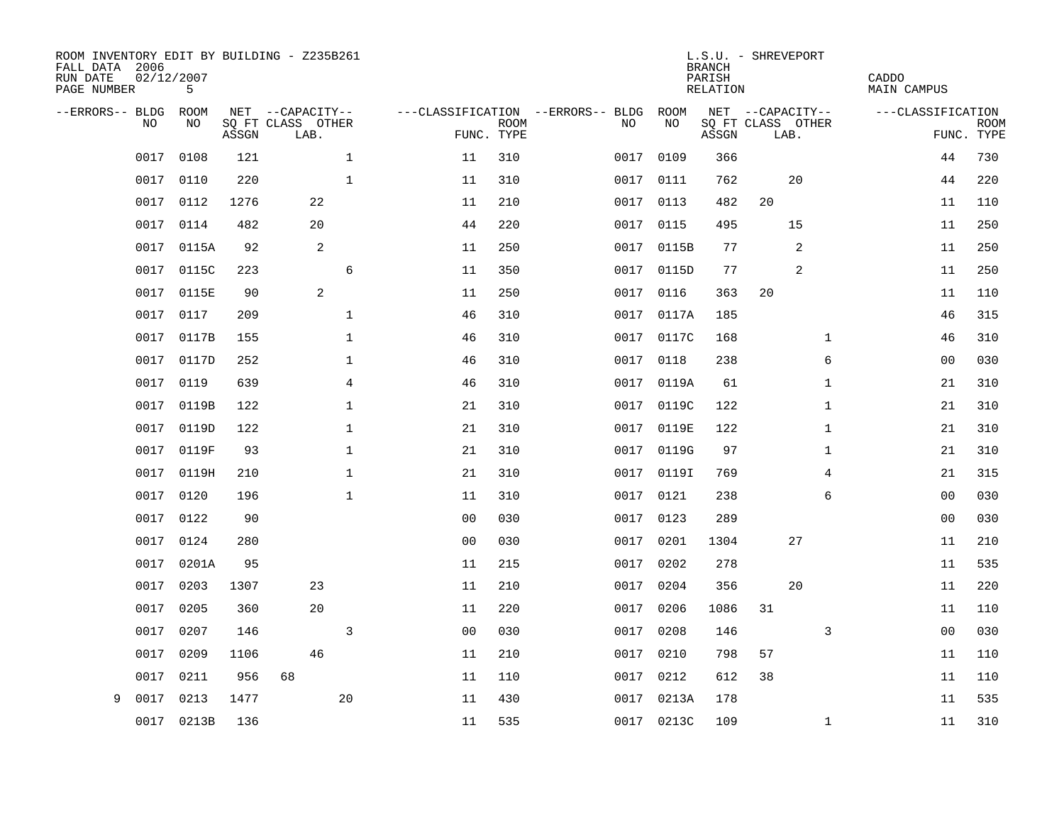ROOM INVENTORY EDIT BY BUILDING - Z235B261
FALL DATA 2006
RUN DATE 02/12/2007
PAGE NUMBER 5

L.S.U. - SHREVEPORT
BRANCH
PARISH CADDO
RELATION MAIN CAMPUS

| --ERRORS-- | BLDG NO | ROOM NO | NET SQ FT ASSGN | CAPACITY CLASS | CAPACITY LAB. | CAPACITY OTHER | CLASSIFICATION FUNC. | ROOM TYPE | --ERRORS-- | BLDG NO | ROOM NO | NET SQ FT ASSGN | CAPACITY CLASS | CAPACITY LAB. | CAPACITY OTHER | CLASSIFICATION FUNC. | ROOM TYPE |
|---|---|---|---|---|---|---|---|---|---|---|---|---|---|---|---|---|---|
| | 0017 | 0108 | 121 | | | 1 | 11 | 310 | | 0017 | 0109 | 366 | | | | 44 | 730 |
| | 0017 | 0110 | 220 | | | 1 | 11 | 310 | | 0017 | 0111 | 762 | | 20 | | 44 | 220 |
| | 0017 | 0112 | 1276 | | 22 | | 11 | 210 | | 0017 | 0113 | 482 | 20 | | | 11 | 110 |
| | 0017 | 0114 | 482 | | 20 | | 44 | 220 | | 0017 | 0115 | 495 | | 15 | | 11 | 250 |
| | 0017 | 0115A | 92 | | 2 | | 11 | 250 | | 0017 | 0115B | 77 | | 2 | | 11 | 250 |
| | 0017 | 0115C | 223 | | | 6 | 11 | 350 | | 0017 | 0115D | 77 | | 2 | | 11 | 250 |
| | 0017 | 0115E | 90 | | 2 | | 11 | 250 | | 0017 | 0116 | 363 | 20 | | | 11 | 110 |
| | 0017 | 0117 | 209 | | | 1 | 46 | 310 | | 0017 | 0117A | 185 | | | | 46 | 315 |
| | 0017 | 0117B | 155 | | | 1 | 46 | 310 | | 0017 | 0117C | 168 | | | 1 | 46 | 310 |
| | 0017 | 0117D | 252 | | | 1 | 46 | 310 | | 0017 | 0118 | 238 | | | 6 | 00 | 030 |
| | 0017 | 0119 | 639 | | | 4 | 46 | 310 | | 0017 | 0119A | 61 | | | 1 | 21 | 310 |
| | 0017 | 0119B | 122 | | | 1 | 21 | 310 | | 0017 | 0119C | 122 | | | 1 | 21 | 310 |
| | 0017 | 0119D | 122 | | | 1 | 21 | 310 | | 0017 | 0119E | 122 | | | 1 | 21 | 310 |
| | 0017 | 0119F | 93 | | | 1 | 21 | 310 | | 0017 | 0119G | 97 | | | 1 | 21 | 310 |
| | 0017 | 0119H | 210 | | | 1 | 21 | 310 | | 0017 | 0119I | 769 | | | 4 | 21 | 315 |
| | 0017 | 0120 | 196 | | | 1 | 11 | 310 | | 0017 | 0121 | 238 | | | 6 | 00 | 030 |
| | 0017 | 0122 | 90 | | | | 00 | 030 | | 0017 | 0123 | 289 | | | | 00 | 030 |
| | 0017 | 0124 | 280 | | | | 00 | 030 | | 0017 | 0201 | 1304 | | 27 | | 11 | 210 |
| | 0017 | 0201A | 95 | | | | 11 | 215 | | 0017 | 0202 | 278 | | | | 11 | 535 |
| | 0017 | 0203 | 1307 | | 23 | | 11 | 210 | | 0017 | 0204 | 356 | | 20 | | 11 | 220 |
| | 0017 | 0205 | 360 | | 20 | | 11 | 220 | | 0017 | 0206 | 1086 | 31 | | | 11 | 110 |
| | 0017 | 0207 | 146 | | | 3 | 00 | 030 | | 0017 | 0208 | 146 | | | 3 | 00 | 030 |
| | 0017 | 0209 | 1106 | | 46 | | 11 | 210 | | 0017 | 0210 | 798 | 57 | | | 11 | 110 |
| | 0017 | 0211 | 956 | 68 | | | 11 | 110 | | 0017 | 0212 | 612 | 38 | | | 11 | 110 |
| 9 | 0017 | 0213 | 1477 | | | 20 | 11 | 430 | | 0017 | 0213A | 178 | | | | 11 | 535 |
| | 0017 | 0213B | 136 | | | | 11 | 535 | | 0017 | 0213C | 109 | | | 1 | 11 | 310 |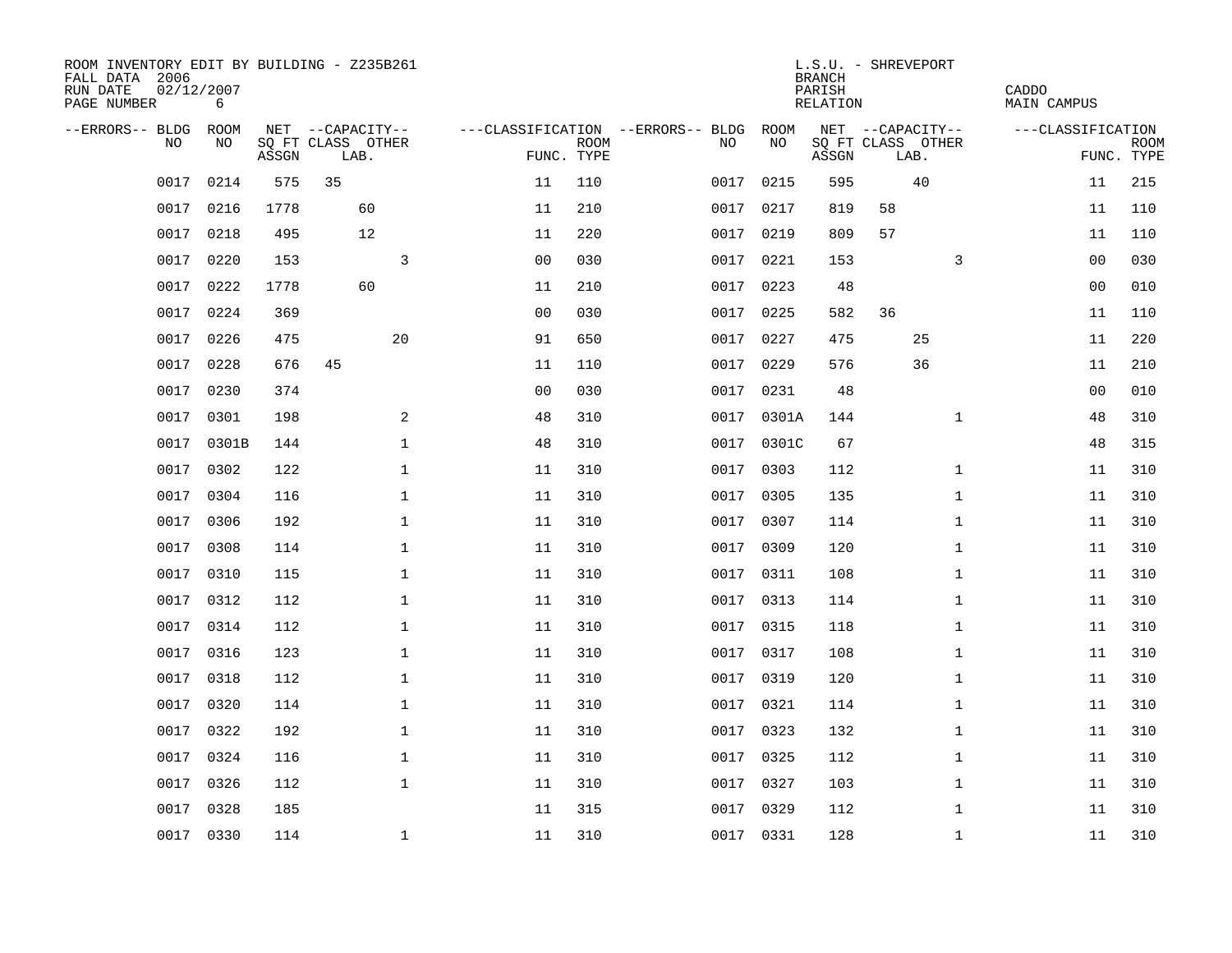ROOM INVENTORY EDIT BY BUILDING - Z235B261
FALL DATA 2006
RUN DATE 02/12/2007
PAGE NUMBER 6

L.S.U. - SHREVEPORT
BRANCH
PARISH CADDO
RELATION MAIN CAMPUS

| --ERRORS-- | BLDG NO | ROOM NO | NET SQ FT ASSGN | CAPACITY CLASS | CAPACITY LAB. | CAPACITY OTHER | CLASSIFICATION FUNC. | ROOM TYPE | --ERRORS-- | BLDG NO | ROOM NO | NET SQ FT ASSGN | CAPACITY CLASS | CAPACITY LAB. | CAPACITY OTHER | CLASSIFICATION FUNC. | ROOM TYPE |
|---|---|---|---|---|---|---|---|---|---|---|---|---|---|---|---|---|---|
| | 0017 | 0214 | 575 | 35 | | | 11 | 110 | | 0017 | 0215 | 595 | | 40 | | 11 | 215 |
| | 0017 | 0216 | 1778 | | 60 | | 11 | 210 | | 0017 | 0217 | 819 | 58 | | | 11 | 110 |
| | 0017 | 0218 | 495 | | 12 | | 11 | 220 | | 0017 | 0219 | 809 | 57 | | | 11 | 110 |
| | 0017 | 0220 | 153 | | | 3 | 00 | 030 | | 0017 | 0221 | 153 | | | 3 | 00 | 030 |
| | 0017 | 0222 | 1778 | | 60 | | 11 | 210 | | 0017 | 0223 | 48 | | | | 00 | 010 |
| | 0017 | 0224 | 369 | | | | 00 | 030 | | 0017 | 0225 | 582 | 36 | | | 11 | 110 |
| | 0017 | 0226 | 475 | | | 20 | 91 | 650 | | 0017 | 0227 | 475 | | 25 | | 11 | 220 |
| | 0017 | 0228 | 676 | 45 | | | 11 | 110 | | 0017 | 0229 | 576 | | 36 | | 11 | 210 |
| | 0017 | 0230 | 374 | | | | 00 | 030 | | 0017 | 0231 | 48 | | | | 00 | 010 |
| | 0017 | 0301 | 198 | | | 2 | 48 | 310 | | 0017 | 0301A | 144 | | | 1 | 48 | 310 |
| | 0017 | 0301B | 144 | | | 1 | 48 | 310 | | 0017 | 0301C | 67 | | | | 48 | 315 |
| | 0017 | 0302 | 122 | | | 1 | 11 | 310 | | 0017 | 0303 | 112 | | | 1 | 11 | 310 |
| | 0017 | 0304 | 116 | | | 1 | 11 | 310 | | 0017 | 0305 | 135 | | | 1 | 11 | 310 |
| | 0017 | 0306 | 192 | | | 1 | 11 | 310 | | 0017 | 0307 | 114 | | | 1 | 11 | 310 |
| | 0017 | 0308 | 114 | | | 1 | 11 | 310 | | 0017 | 0309 | 120 | | | 1 | 11 | 310 |
| | 0017 | 0310 | 115 | | | 1 | 11 | 310 | | 0017 | 0311 | 108 | | | 1 | 11 | 310 |
| | 0017 | 0312 | 112 | | | 1 | 11 | 310 | | 0017 | 0313 | 114 | | | 1 | 11 | 310 |
| | 0017 | 0314 | 112 | | | 1 | 11 | 310 | | 0017 | 0315 | 118 | | | 1 | 11 | 310 |
| | 0017 | 0316 | 123 | | | 1 | 11 | 310 | | 0017 | 0317 | 108 | | | 1 | 11 | 310 |
| | 0017 | 0318 | 112 | | | 1 | 11 | 310 | | 0017 | 0319 | 120 | | | 1 | 11 | 310 |
| | 0017 | 0320 | 114 | | | 1 | 11 | 310 | | 0017 | 0321 | 114 | | | 1 | 11 | 310 |
| | 0017 | 0322 | 192 | | | 1 | 11 | 310 | | 0017 | 0323 | 132 | | | 1 | 11 | 310 |
| | 0017 | 0324 | 116 | | | 1 | 11 | 310 | | 0017 | 0325 | 112 | | | 1 | 11 | 310 |
| | 0017 | 0326 | 112 | | | 1 | 11 | 310 | | 0017 | 0327 | 103 | | | 1 | 11 | 310 |
| | 0017 | 0328 | 185 | | | | 11 | 315 | | 0017 | 0329 | 112 | | | 1 | 11 | 310 |
| | 0017 | 0330 | 114 | | | 1 | 11 | 310 | | 0017 | 0331 | 128 | | | 1 | 11 | 310 |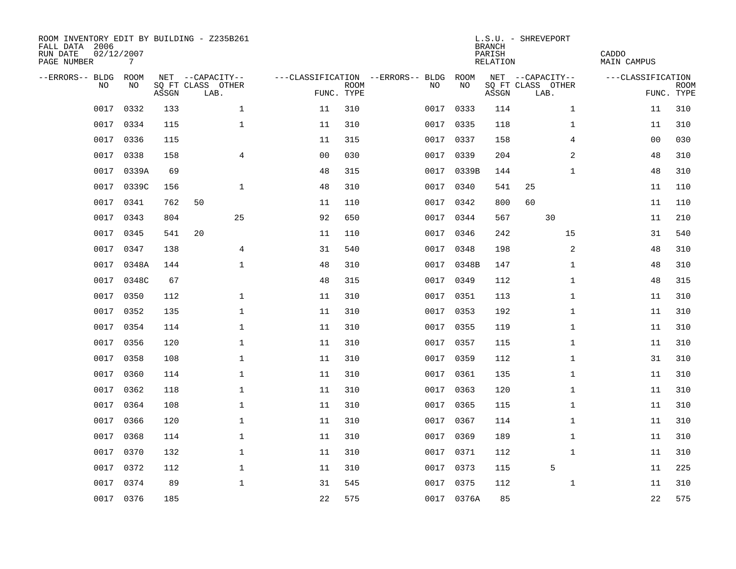ROOM INVENTORY EDIT BY BUILDING - Z235B261
FALL DATA 2006
RUN DATE 02/12/2007
PAGE NUMBER 7

L.S.U. - SHREVEPORT
BRANCH
PARISH CADDO
RELATION MAIN CAMPUS

| --ERRORS-- | BLDG NO | ROOM NO | NET SQ FT ASSGN | CAPACITY CLASS | CAPACITY LAB. | CAPACITY OTHER | CLASSIFICATION FUNC. | ROOM TYPE | --ERRORS-- | BLDG NO | ROOM NO | NET SQ FT ASSGN | CAPACITY CLASS | CAPACITY LAB. | CAPACITY OTHER | CLASSIFICATION FUNC. | ROOM TYPE |
|---|---|---|---|---|---|---|---|---|---|---|---|---|---|---|---|---|---|
| | 0017 | 0332 | 133 | | | 1 | 11 | 310 | | 0017 | 0333 | 114 | | | 1 | 11 | 310 |
| | 0017 | 0334 | 115 | | | 1 | 11 | 310 | | 0017 | 0335 | 118 | | | 1 | 11 | 310 |
| | 0017 | 0336 | 115 | | | | 11 | 315 | | 0017 | 0337 | 158 | | | 4 | 00 | 030 |
| | 0017 | 0338 | 158 | | | 4 | 00 | 030 | | 0017 | 0339 | 204 | | | 2 | 48 | 310 |
| | 0017 | 0339A | 69 | | | | 48 | 315 | | 0017 | 0339B | 144 | | | 1 | 48 | 310 |
| | 0017 | 0339C | 156 | | | 1 | 48 | 310 | | 0017 | 0340 | 541 | 25 | | | 11 | 110 |
| | 0017 | 0341 | 762 | 50 | | | 11 | 110 | | 0017 | 0342 | 800 | 60 | | | 11 | 110 |
| | 0017 | 0343 | 804 | | | 25 | 92 | 650 | | 0017 | 0344 | 567 | | 30 | | 11 | 210 |
| | 0017 | 0345 | 541 | 20 | | | 11 | 110 | | 0017 | 0346 | 242 | | | 15 | 31 | 540 |
| | 0017 | 0347 | 138 | | | 4 | 31 | 540 | | 0017 | 0348 | 198 | | | 2 | 48 | 310 |
| | 0017 | 0348A | 144 | | | 1 | 48 | 310 | | 0017 | 0348B | 147 | | | 1 | 48 | 310 |
| | 0017 | 0348C | 67 | | | | 48 | 315 | | 0017 | 0349 | 112 | | | 1 | 48 | 315 |
| | 0017 | 0350 | 112 | | | 1 | 11 | 310 | | 0017 | 0351 | 113 | | | 1 | 11 | 310 |
| | 0017 | 0352 | 135 | | | 1 | 11 | 310 | | 0017 | 0353 | 192 | | | 1 | 11 | 310 |
| | 0017 | 0354 | 114 | | | 1 | 11 | 310 | | 0017 | 0355 | 119 | | | 1 | 11 | 310 |
| | 0017 | 0356 | 120 | | | 1 | 11 | 310 | | 0017 | 0357 | 115 | | | 1 | 11 | 310 |
| | 0017 | 0358 | 108 | | | 1 | 11 | 310 | | 0017 | 0359 | 112 | | | 1 | 31 | 310 |
| | 0017 | 0360 | 114 | | | 1 | 11 | 310 | | 0017 | 0361 | 135 | | | 1 | 11 | 310 |
| | 0017 | 0362 | 118 | | | 1 | 11 | 310 | | 0017 | 0363 | 120 | | | 1 | 11 | 310 |
| | 0017 | 0364 | 108 | | | 1 | 11 | 310 | | 0017 | 0365 | 115 | | | 1 | 11 | 310 |
| | 0017 | 0366 | 120 | | | 1 | 11 | 310 | | 0017 | 0367 | 114 | | | 1 | 11 | 310 |
| | 0017 | 0368 | 114 | | | 1 | 11 | 310 | | 0017 | 0369 | 189 | | | 1 | 11 | 310 |
| | 0017 | 0370 | 132 | | | 1 | 11 | 310 | | 0017 | 0371 | 112 | | | 1 | 11 | 310 |
| | 0017 | 0372 | 112 | | | 1 | 11 | 310 | | 0017 | 0373 | 115 | | 5 | | 11 | 225 |
| | 0017 | 0374 | 89 | | | 1 | 31 | 545 | | 0017 | 0375 | 112 | | | 1 | 11 | 310 |
| | 0017 | 0376 | 185 | | | | 22 | 575 | | 0017 | 0376A | 85 | | | | 22 | 575 |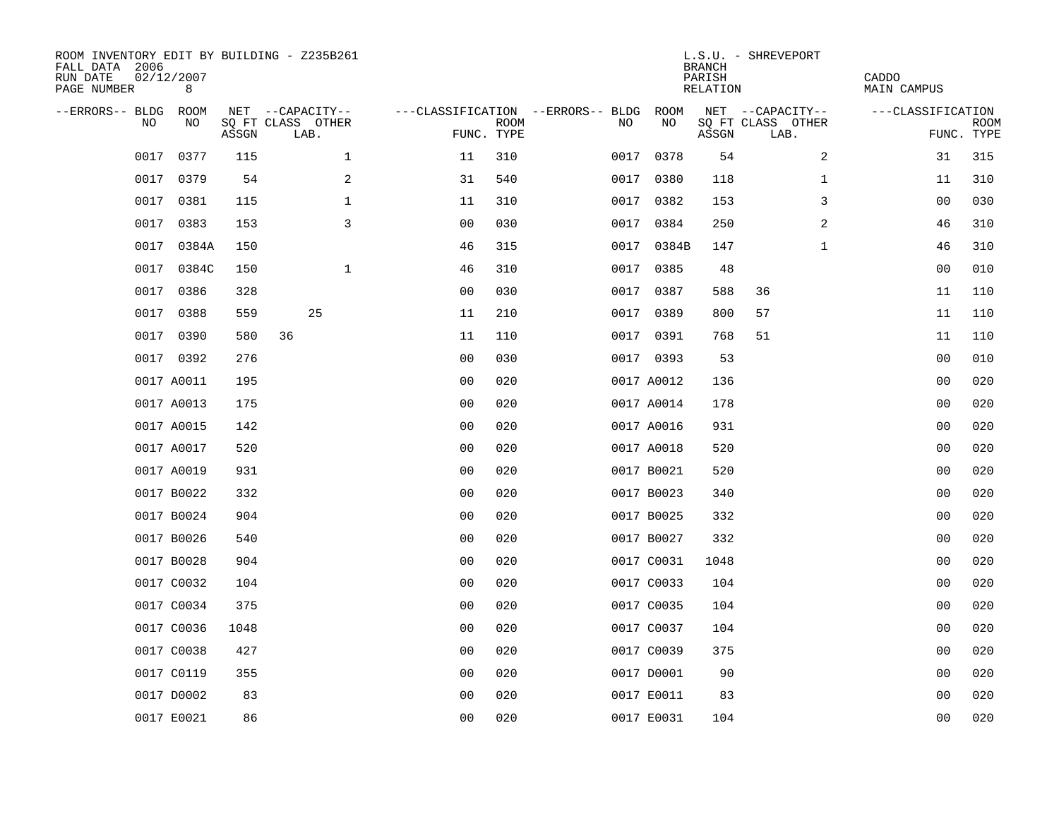ROOM INVENTORY EDIT BY BUILDING - Z235B261
FALL DATA 2006
RUN DATE 02/12/2007
PAGE NUMBER 8

L.S.U. - SHREVEPORT
BRANCH
PARISH CADDO
RELATION MAIN CAMPUS

| --ERRORS-- | BLDG NO | ROOM NO | NET SQ FT ASSGN | CAPACITY CLASS LAB. | CAPACITY OTHER | CLASSIFICATION FUNC. | ROOM TYPE | --ERRORS-- | BLDG NO | ROOM NO | NET SQ FT ASSGN | CAPACITY CLASS LAB. | CAPACITY OTHER | CLASSIFICATION FUNC. | ROOM TYPE |
|---|---|---|---|---|---|---|---|---|---|---|---|---|---|---|---|
| | 0017 | 0377 | 115 | | 1 | 11 | 310 | | 0017 | 0378 | 54 | | 2 | 31 | 315 |
| | 0017 | 0379 | 54 | | 2 | 31 | 540 | | 0017 | 0380 | 118 | | 1 | 11 | 310 |
| | 0017 | 0381 | 115 | | 1 | 11 | 310 | | 0017 | 0382 | 153 | | 3 | 00 | 030 |
| | 0017 | 0383 | 153 | | 3 | 00 | 030 | | 0017 | 0384 | 250 | | 2 | 46 | 310 |
| | 0017 | 0384A | 150 | | | 46 | 315 | | 0017 | 0384B | 147 | | 1 | 46 | 310 |
| | 0017 | 0384C | 150 | | 1 | 46 | 310 | | 0017 | 0385 | 48 | | | 00 | 010 |
| | 0017 | 0386 | 328 | | | 00 | 030 | | 0017 | 0387 | 588 | 36 | | 11 | 110 |
| | 0017 | 0388 | 559 | 25 | | 11 | 210 | | 0017 | 0389 | 800 | 57 | | 11 | 110 |
| | 0017 | 0390 | 580 | 36 | | 11 | 110 | | 0017 | 0391 | 768 | 51 | | 11 | 110 |
| | 0017 | 0392 | 276 | | | 00 | 030 | | 0017 | 0393 | 53 | | | 00 | 010 |
| | 0017 | A0011 | 195 | | | 00 | 020 | | 0017 | A0012 | 136 | | | 00 | 020 |
| | 0017 | A0013 | 175 | | | 00 | 020 | | 0017 | A0014 | 178 | | | 00 | 020 |
| | 0017 | A0015 | 142 | | | 00 | 020 | | 0017 | A0016 | 931 | | | 00 | 020 |
| | 0017 | A0017 | 520 | | | 00 | 020 | | 0017 | A0018 | 520 | | | 00 | 020 |
| | 0017 | A0019 | 931 | | | 00 | 020 | | 0017 | B0021 | 520 | | | 00 | 020 |
| | 0017 | B0022 | 332 | | | 00 | 020 | | 0017 | B0023 | 340 | | | 00 | 020 |
| | 0017 | B0024 | 904 | | | 00 | 020 | | 0017 | B0025 | 332 | | | 00 | 020 |
| | 0017 | B0026 | 540 | | | 00 | 020 | | 0017 | B0027 | 332 | | | 00 | 020 |
| | 0017 | B0028 | 904 | | | 00 | 020 | | 0017 | C0031 | 1048 | | | 00 | 020 |
| | 0017 | C0032 | 104 | | | 00 | 020 | | 0017 | C0033 | 104 | | | 00 | 020 |
| | 0017 | C0034 | 375 | | | 00 | 020 | | 0017 | C0035 | 104 | | | 00 | 020 |
| | 0017 | C0036 | 1048 | | | 00 | 020 | | 0017 | C0037 | 104 | | | 00 | 020 |
| | 0017 | C0038 | 427 | | | 00 | 020 | | 0017 | C0039 | 375 | | | 00 | 020 |
| | 0017 | C0119 | 355 | | | 00 | 020 | | 0017 | D0001 | 90 | | | 00 | 020 |
| | 0017 | D0002 | 83 | | | 00 | 020 | | 0017 | E0011 | 83 | | | 00 | 020 |
| | 0017 | E0021 | 86 | | | 00 | 020 | | 0017 | E0031 | 104 | | | 00 | 020 |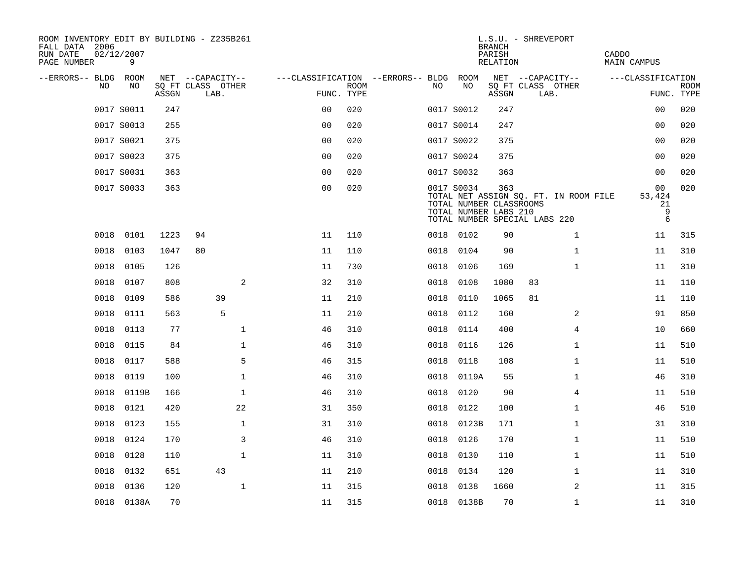ROOM INVENTORY EDIT BY BUILDING - Z235B261
FALL DATA 2006
RUN DATE 02/12/2007
PAGE NUMBER 9

L.S.U. - SHREVEPORT
BRANCH
PARISH CADDO
RELATION MAIN CAMPUS

| --ERRORS-- | BLDG NO | ROOM NO | NET SQ FT ASSGN | CAPACITY CLASS | CAPACITY LAB. | CAPACITY OTHER | CLASSIFICATION FUNC. | ROOM TYPE | --ERRORS-- | BLDG NO | ROOM NO | NET SQ FT ASSGN | CAPACITY CLASS | CAPACITY LAB. | CAPACITY OTHER | CLASSIFICATION FUNC. | ROOM TYPE |
|---|---|---|---|---|---|---|---|---|---|---|---|---|---|---|---|---|---|
| | 0017 | S0011 | 247 | | | | 00 | 020 | | 0017 | S0012 | 247 | | | | 00 | 020 |
| | 0017 | S0013 | 255 | | | | 00 | 020 | | 0017 | S0014 | 247 | | | | 00 | 020 |
| | 0017 | S0021 | 375 | | | | 00 | 020 | | 0017 | S0022 | 375 | | | | 00 | 020 |
| | 0017 | S0023 | 375 | | | | 00 | 020 | | 0017 | S0024 | 375 | | | | 00 | 020 |
| | 0017 | S0031 | 363 | | | | 00 | 020 | | 0017 | S0032 | 363 | | | | 00 | 020 |
| | 0017 | S0033 | 363 | | | | 00 | 020 | | 0017 | S0034 | 363 | | | | 00 | 020 |
| | | | | | | | | | | | TOTAL NET ASSIGN SQ. FT. IN ROOM FILE | | | | | 53,424 | |
| | | | | | | | | | | | TOTAL NUMBER CLASSROOMS | | | | | 21 | |
| | | | | | | | | | | | TOTAL NUMBER LABS 210 | | | | | 9 | |
| | | | | | | | | | | | TOTAL NUMBER SPECIAL LABS 220 | | | | | 6 | |
| | 0018 | 0101 | 1223 | 94 | | | 11 | 110 | | 0018 | 0102 | 90 | | | 1 | 11 | 315 |
| | 0018 | 0103 | 1047 | 80 | | | 11 | 110 | | 0018 | 0104 | 90 | | | 1 | 11 | 310 |
| | 0018 | 0105 | 126 | | | | 11 | 730 | | 0018 | 0106 | 169 | | | 1 | 11 | 310 |
| | 0018 | 0107 | 808 | | | 2 | 32 | 310 | | 0018 | 0108 | 1080 | 83 | | | 11 | 110 |
| | 0018 | 0109 | 586 | | 39 | | 11 | 210 | | 0018 | 0110 | 1065 | 81 | | | 11 | 110 |
| | 0018 | 0111 | 563 | | 5 | | 11 | 210 | | 0018 | 0112 | 160 | | | 2 | 91 | 850 |
| | 0018 | 0113 | 77 | | | 1 | 46 | 310 | | 0018 | 0114 | 400 | | | 4 | 10 | 660 |
| | 0018 | 0115 | 84 | | | 1 | 46 | 310 | | 0018 | 0116 | 126 | | | 1 | 11 | 510 |
| | 0018 | 0117 | 588 | | | 5 | 46 | 315 | | 0018 | 0118 | 108 | | | 1 | 11 | 510 |
| | 0018 | 0119 | 100 | | | 1 | 46 | 310 | | 0018 | 0119A | 55 | | | 1 | 46 | 310 |
| | 0018 | 0119B | 166 | | | 1 | 46 | 310 | | 0018 | 0120 | 90 | | | 4 | 11 | 510 |
| | 0018 | 0121 | 420 | | | 22 | 31 | 350 | | 0018 | 0122 | 100 | | | 1 | 46 | 510 |
| | 0018 | 0123 | 155 | | | 1 | 31 | 310 | | 0018 | 0123B | 171 | | | 1 | 31 | 310 |
| | 0018 | 0124 | 170 | | | 3 | 46 | 310 | | 0018 | 0126 | 170 | | | 1 | 11 | 510 |
| | 0018 | 0128 | 110 | | | 1 | 11 | 310 | | 0018 | 0130 | 110 | | | 1 | 11 | 510 |
| | 0018 | 0132 | 651 | | 43 | | 11 | 210 | | 0018 | 0134 | 120 | | | 1 | 11 | 310 |
| | 0018 | 0136 | 120 | | | 1 | 11 | 315 | | 0018 | 0138 | 1660 | | | 2 | 11 | 315 |
| | 0018 | 0138A | 70 | | | | 11 | 315 | | 0018 | 0138B | 70 | | | 1 | 11 | 310 |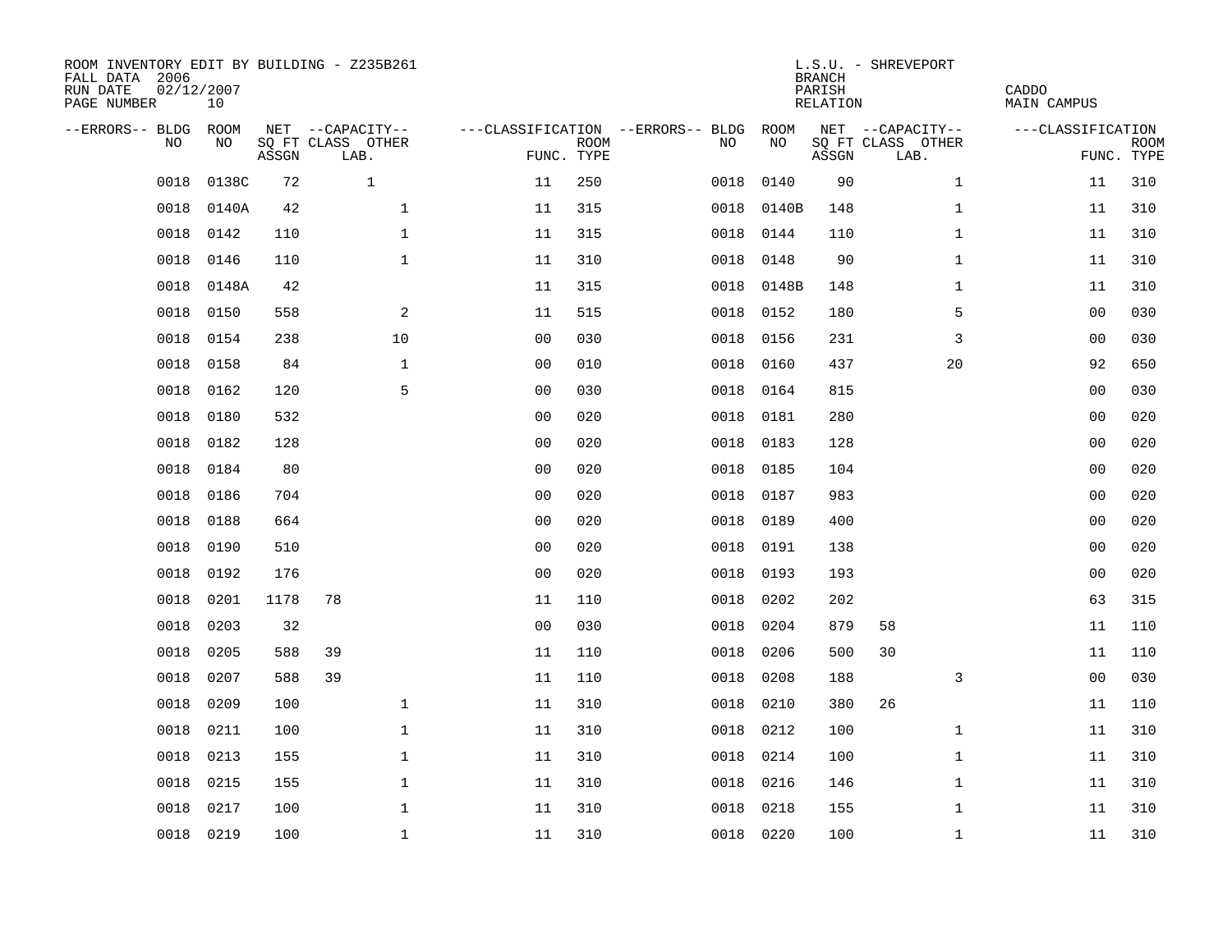ROOM INVENTORY EDIT BY BUILDING - Z235B261
FALL DATA 2006
RUN DATE 02/12/2007
PAGE NUMBER 10

L.S.U. - SHREVEPORT
BRANCH
PARISH CADDO
RELATION MAIN CAMPUS

| --ERRORS-- | BLDG NO | ROOM NO | NET SQ FT ASSGN | CAPACITY CLASS | CAPACITY LAB. | CAPACITY OTHER | CLASSIFICATION FUNC. | ROOM TYPE | --ERRORS-- | BLDG NO | ROOM NO | NET SQ FT ASSGN | CAPACITY CLASS | CAPACITY LAB. | CAPACITY OTHER | CLASSIFICATION FUNC. | ROOM TYPE |
|---|---|---|---|---|---|---|---|---|---|---|---|---|---|---|---|---|---|
| | 0018 | 0138C | 72 | | 1 | | 11 | 250 | | 0018 | 0140 | 90 | | | 1 | 11 | 310 |
| | 0018 | 0140A | 42 | | | 1 | 11 | 315 | | 0018 | 0140B | 148 | | | 1 | 11 | 310 |
| | 0018 | 0142 | 110 | | | 1 | 11 | 315 | | 0018 | 0144 | 110 | | | 1 | 11 | 310 |
| | 0018 | 0146 | 110 | | | 1 | 11 | 310 | | 0018 | 0148 | 90 | | | 1 | 11 | 310 |
| | 0018 | 0148A | 42 | | | | 11 | 315 | | 0018 | 0148B | 148 | | | 1 | 11 | 310 |
| | 0018 | 0150 | 558 | | | 2 | 11 | 515 | | 0018 | 0152 | 180 | | | 5 | 00 | 030 |
| | 0018 | 0154 | 238 | | | 10 | 00 | 030 | | 0018 | 0156 | 231 | | | 3 | 00 | 030 |
| | 0018 | 0158 | 84 | | | 1 | 00 | 010 | | 0018 | 0160 | 437 | | | 20 | 92 | 650 |
| | 0018 | 0162 | 120 | | | 5 | 00 | 030 | | 0018 | 0164 | 815 | | | | 00 | 030 |
| | 0018 | 0180 | 532 | | | | 00 | 020 | | 0018 | 0181 | 280 | | | | 00 | 020 |
| | 0018 | 0182 | 128 | | | | 00 | 020 | | 0018 | 0183 | 128 | | | | 00 | 020 |
| | 0018 | 0184 | 80 | | | | 00 | 020 | | 0018 | 0185 | 104 | | | | 00 | 020 |
| | 0018 | 0186 | 704 | | | | 00 | 020 | | 0018 | 0187 | 983 | | | | 00 | 020 |
| | 0018 | 0188 | 664 | | | | 00 | 020 | | 0018 | 0189 | 400 | | | | 00 | 020 |
| | 0018 | 0190 | 510 | | | | 00 | 020 | | 0018 | 0191 | 138 | | | | 00 | 020 |
| | 0018 | 0192 | 176 | | | | 00 | 020 | | 0018 | 0193 | 193 | | | | 00 | 020 |
| | 0018 | 0201 | 1178 | 78 | | | 11 | 110 | | 0018 | 0202 | 202 | | | | 63 | 315 |
| | 0018 | 0203 | 32 | | | | 00 | 030 | | 0018 | 0204 | 879 | 58 | | | 11 | 110 |
| | 0018 | 0205 | 588 | 39 | | | 11 | 110 | | 0018 | 0206 | 500 | 30 | | | 11 | 110 |
| | 0018 | 0207 | 588 | 39 | | | 11 | 110 | | 0018 | 0208 | 188 | | | 3 | 00 | 030 |
| | 0018 | 0209 | 100 | | | 1 | 11 | 310 | | 0018 | 0210 | 380 | 26 | | | 11 | 110 |
| | 0018 | 0211 | 100 | | | 1 | 11 | 310 | | 0018 | 0212 | 100 | | | 1 | 11 | 310 |
| | 0018 | 0213 | 155 | | | 1 | 11 | 310 | | 0018 | 0214 | 100 | | | 1 | 11 | 310 |
| | 0018 | 0215 | 155 | | | 1 | 11 | 310 | | 0018 | 0216 | 146 | | | 1 | 11 | 310 |
| | 0018 | 0217 | 100 | | | 1 | 11 | 310 | | 0018 | 0218 | 155 | | | 1 | 11 | 310 |
| | 0018 | 0219 | 100 | | | 1 | 11 | 310 | | 0018 | 0220 | 100 | | | 1 | 11 | 310 |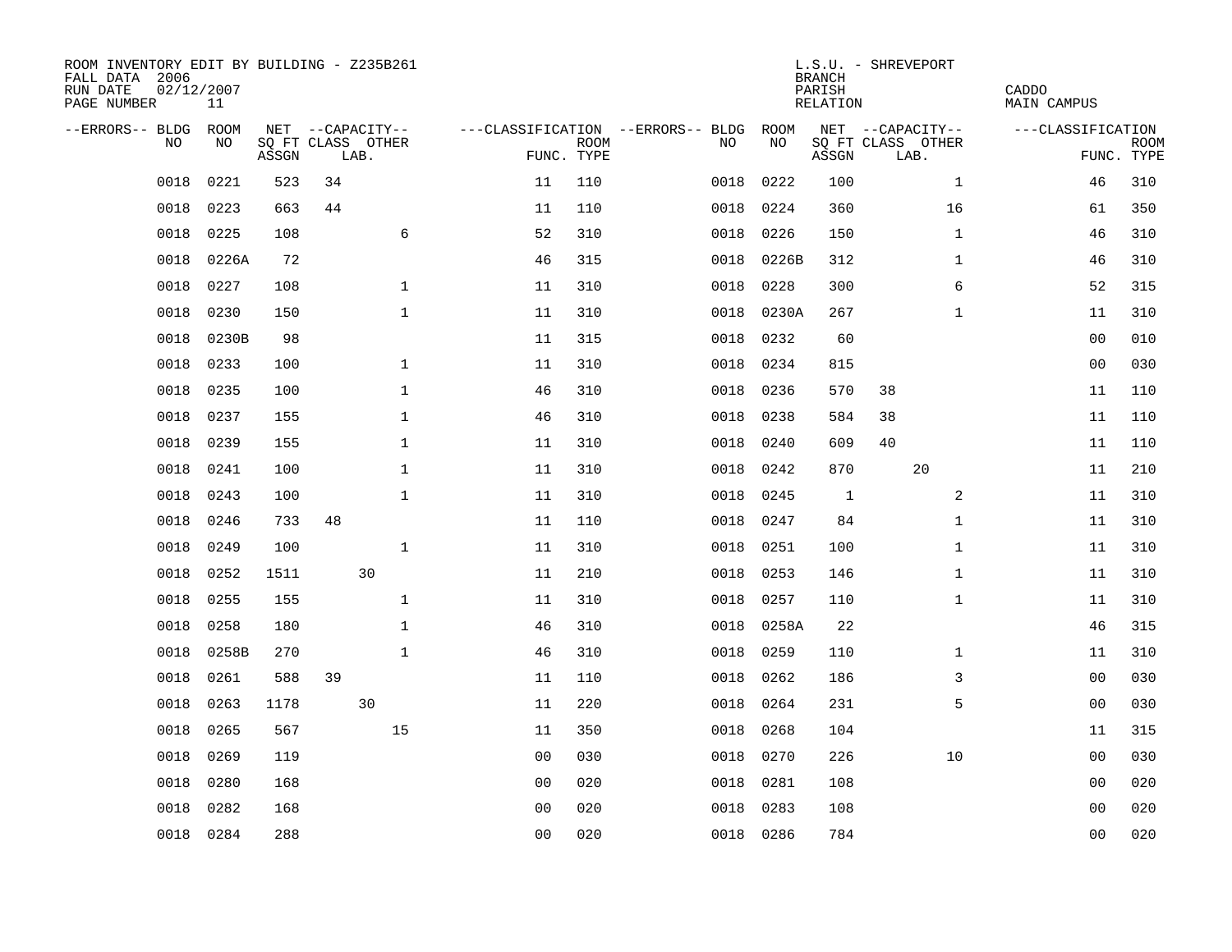ROOM INVENTORY EDIT BY BUILDING - Z235B261
FALL DATA 2006
RUN DATE 02/12/2007
PAGE NUMBER 11

L.S.U. - SHREVEPORT
BRANCH
PARISH CADDO
RELATION MAIN CAMPUS

| --ERRORS-- | BLDG NO | ROOM NO | NET SQ FT ASSGN | CAPACITY CLASS | CAPACITY LAB. | CAPACITY OTHER | CLASSIFICATION FUNC. | ROOM TYPE | --ERRORS-- | BLDG NO | ROOM NO | NET SQ FT ASSGN | CAPACITY CLASS | CAPACITY LAB. | CAPACITY OTHER | CLASSIFICATION FUNC. | ROOM TYPE |
|---|---|---|---|---|---|---|---|---|---|---|---|---|---|---|---|---|---|
| | 0018 | 0221 | 523 | 34 | | | 11 | 110 | | 0018 | 0222 | 100 | | | 1 | 46 | 310 |
| | 0018 | 0223 | 663 | 44 | | | 11 | 110 | | 0018 | 0224 | 360 | | | 16 | 61 | 350 |
| | 0018 | 0225 | 108 | | | 6 | 52 | 310 | | 0018 | 0226 | 150 | | | 1 | 46 | 310 |
| | 0018 | 0226A | 72 | | | | 46 | 315 | | 0018 | 0226B | 312 | | | 1 | 46 | 310 |
| | 0018 | 0227 | 108 | | | 1 | 11 | 310 | | 0018 | 0228 | 300 | | | 6 | 52 | 315 |
| | 0018 | 0230 | 150 | | | 1 | 11 | 310 | | 0018 | 0230A | 267 | | | 1 | 11 | 310 |
| | 0018 | 0230B | 98 | | | | 11 | 315 | | 0018 | 0232 | 60 | | | | 00 | 010 |
| | 0018 | 0233 | 100 | | | 1 | 11 | 310 | | 0018 | 0234 | 815 | | | | 00 | 030 |
| | 0018 | 0235 | 100 | | | 1 | 46 | 310 | | 0018 | 0236 | 570 | 38 | | | 11 | 110 |
| | 0018 | 0237 | 155 | | | 1 | 46 | 310 | | 0018 | 0238 | 584 | 38 | | | 11 | 110 |
| | 0018 | 0239 | 155 | | | 1 | 11 | 310 | | 0018 | 0240 | 609 | 40 | | | 11 | 110 |
| | 0018 | 0241 | 100 | | | 1 | 11 | 310 | | 0018 | 0242 | 870 | | 20 | | 11 | 210 |
| | 0018 | 0243 | 100 | | | 1 | 11 | 310 | | 0018 | 0245 | 1 | | | 2 | 11 | 310 |
| | 0018 | 0246 | 733 | 48 | | | 11 | 110 | | 0018 | 0247 | 84 | | | 1 | 11 | 310 |
| | 0018 | 0249 | 100 | | | 1 | 11 | 310 | | 0018 | 0251 | 100 | | | 1 | 11 | 310 |
| | 0018 | 0252 | 1511 | | 30 | | 11 | 210 | | 0018 | 0253 | 146 | | | 1 | 11 | 310 |
| | 0018 | 0255 | 155 | | | 1 | 11 | 310 | | 0018 | 0257 | 110 | | | 1 | 11 | 310 |
| | 0018 | 0258 | 180 | | | 1 | 46 | 310 | | 0018 | 0258A | 22 | | | | 46 | 315 |
| | 0018 | 0258B | 270 | | | 1 | 46 | 310 | | 0018 | 0259 | 110 | | | 1 | 11 | 310 |
| | 0018 | 0261 | 588 | 39 | | | 11 | 110 | | 0018 | 0262 | 186 | | | 3 | 00 | 030 |
| | 0018 | 0263 | 1178 | | 30 | | 11 | 220 | | 0018 | 0264 | 231 | | | 5 | 00 | 030 |
| | 0018 | 0265 | 567 | | | 15 | 11 | 350 | | 0018 | 0268 | 104 | | | | 11 | 315 |
| | 0018 | 0269 | 119 | | | | 00 | 030 | | 0018 | 0270 | 226 | | | 10 | 00 | 030 |
| | 0018 | 0280 | 168 | | | | 00 | 020 | | 0018 | 0281 | 108 | | | | 00 | 020 |
| | 0018 | 0282 | 168 | | | | 00 | 020 | | 0018 | 0283 | 108 | | | | 00 | 020 |
| | 0018 | 0284 | 288 | | | | 00 | 020 | | 0018 | 0286 | 784 | | | | 00 | 020 |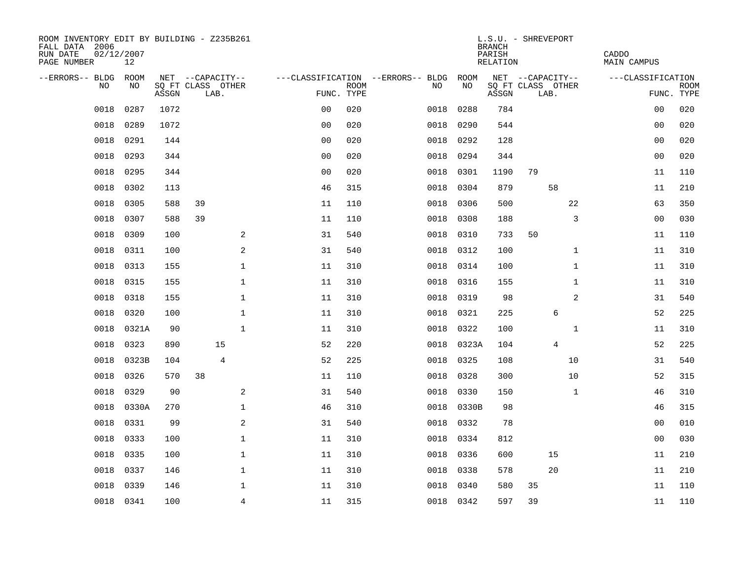ROOM INVENTORY EDIT BY BUILDING - Z235B261
FALL DATA 2006
RUN DATE 02/12/2007
PAGE NUMBER 12

L.S.U. - SHREVEPORT
BRANCH
PARISH CADDO
RELATION MAIN CAMPUS

| --ERRORS-- | BLDG NO | ROOM NO | NET SQ FT ASSGN | --CAPACITY-- CLASS | LAB. | OTHER | ---CLASSIFICATION FUNC. | ROOM TYPE | --ERRORS-- | BLDG NO | ROOM NO | NET SQ FT ASSGN | --CAPACITY-- CLASS | LAB. | OTHER | ---CLASSIFICATION FUNC. | ROOM TYPE |
|---|---|---|---|---|---|---|---|---|---|---|---|---|---|---|---|---|---|
| | 0018 | 0287 | 1072 | | | | 00 | 020 | | 0018 | 0288 | 784 | | | | 00 | 020 |
| | 0018 | 0289 | 1072 | | | | 00 | 020 | | 0018 | 0290 | 544 | | | | 00 | 020 |
| | 0018 | 0291 | 144 | | | | 00 | 020 | | 0018 | 0292 | 128 | | | | 00 | 020 |
| | 0018 | 0293 | 344 | | | | 00 | 020 | | 0018 | 0294 | 344 | | | | 00 | 020 |
| | 0018 | 0295 | 344 | | | | 00 | 020 | | 0018 | 0301 | 1190 | 79 | | | 11 | 110 |
| | 0018 | 0302 | 113 | | | | 46 | 315 | | 0018 | 0304 | 879 | | 58 | | 11 | 210 |
| | 0018 | 0305 | 588 | 39 | | | 11 | 110 | | 0018 | 0306 | 500 | | | 22 | 63 | 350 |
| | 0018 | 0307 | 588 | 39 | | | 11 | 110 | | 0018 | 0308 | 188 | | | 3 | 00 | 030 |
| | 0018 | 0309 | 100 | | | 2 | 31 | 540 | | 0018 | 0310 | 733 | 50 | | | 11 | 110 |
| | 0018 | 0311 | 100 | | | 2 | 31 | 540 | | 0018 | 0312 | 100 | | | 1 | 11 | 310 |
| | 0018 | 0313 | 155 | | | 1 | 11 | 310 | | 0018 | 0314 | 100 | | | 1 | 11 | 310 |
| | 0018 | 0315 | 155 | | | 1 | 11 | 310 | | 0018 | 0316 | 155 | | | 1 | 11 | 310 |
| | 0018 | 0318 | 155 | | | 1 | 11 | 310 | | 0018 | 0319 | 98 | | | 2 | 31 | 540 |
| | 0018 | 0320 | 100 | | | 1 | 11 | 310 | | 0018 | 0321 | 225 | | 6 | | 52 | 225 |
| | 0018 | 0321A | 90 | | | 1 | 11 | 310 | | 0018 | 0322 | 100 | | | 1 | 11 | 310 |
| | 0018 | 0323 | 890 | | 15 | | 52 | 220 | | 0018 | 0323A | 104 | | 4 | | 52 | 225 |
| | 0018 | 0323B | 104 | | 4 | | 52 | 225 | | 0018 | 0325 | 108 | | | 10 | 31 | 540 |
| | 0018 | 0326 | 570 | 38 | | | 11 | 110 | | 0018 | 0328 | 300 | | | 10 | 52 | 315 |
| | 0018 | 0329 | 90 | | | 2 | 31 | 540 | | 0018 | 0330 | 150 | | | 1 | 46 | 310 |
| | 0018 | 0330A | 270 | | | 1 | 46 | 310 | | 0018 | 0330B | 98 | | | | 46 | 315 |
| | 0018 | 0331 | 99 | | | 2 | 31 | 540 | | 0018 | 0332 | 78 | | | | 00 | 010 |
| | 0018 | 0333 | 100 | | | 1 | 11 | 310 | | 0018 | 0334 | 812 | | | | 00 | 030 |
| | 0018 | 0335 | 100 | | | 1 | 11 | 310 | | 0018 | 0336 | 600 | | 15 | | 11 | 210 |
| | 0018 | 0337 | 146 | | | 1 | 11 | 310 | | 0018 | 0338 | 578 | | 20 | | 11 | 210 |
| | 0018 | 0339 | 146 | | | 1 | 11 | 310 | | 0018 | 0340 | 580 | 35 | | | 11 | 110 |
| | 0018 | 0341 | 100 | | | 4 | 11 | 315 | | 0018 | 0342 | 597 | 39 | | | 11 | 110 |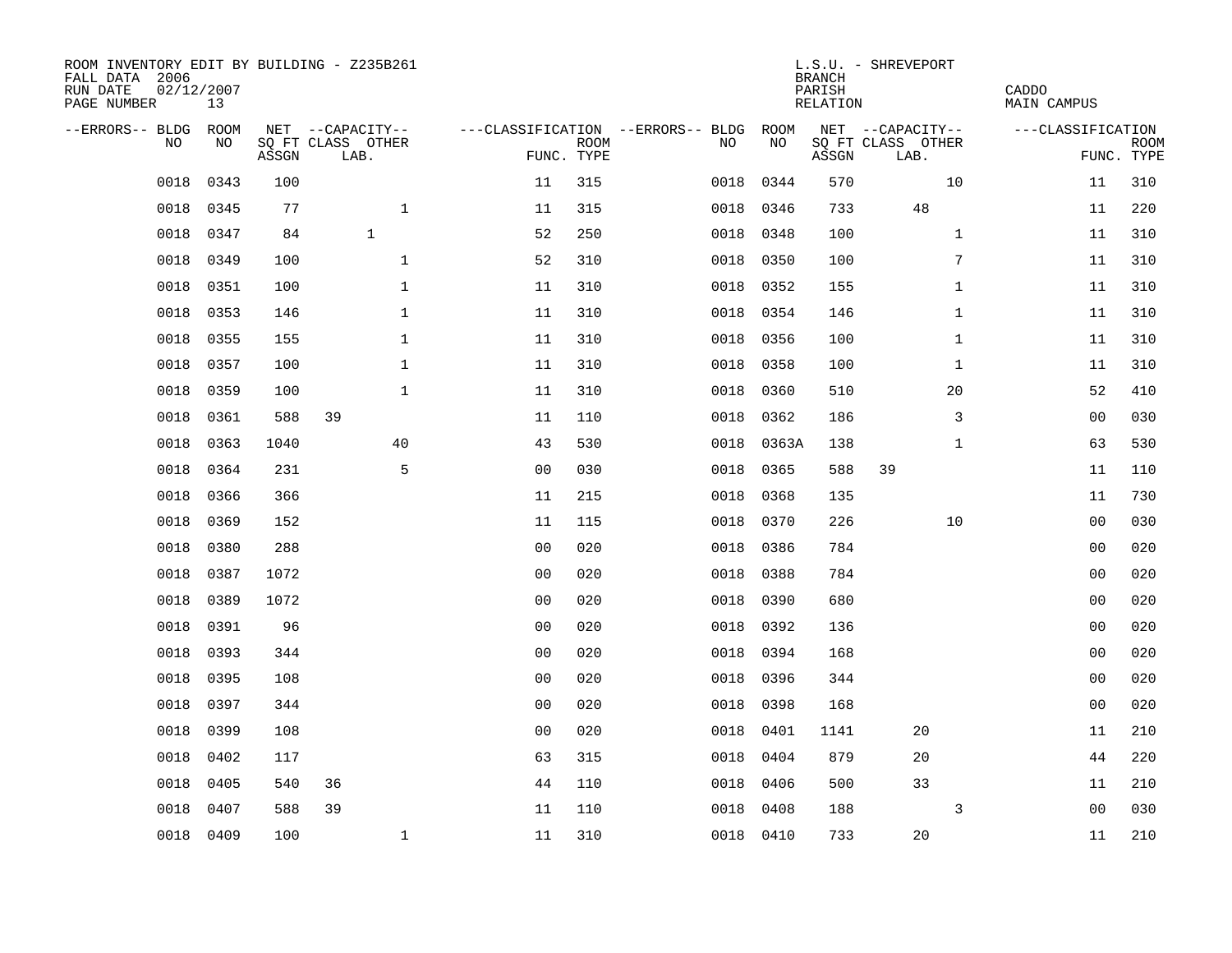ROOM INVENTORY EDIT BY BUILDING - Z235B261
FALL DATA 2006
RUN DATE 02/12/2007

L.S.U. - SHREVEPORT
BRANCH
PARISH CADDO
RELATION MAIN CAMPUS

| --ERRORS-- | BLDG NO | ROOM NO | NET SQ FT ASSGN | --CAPACITY-- CLASS LAB. | OTHER | ---CLASSIFICATION FUNC. | ROOM TYPE | --ERRORS-- | BLDG NO | ROOM NO | NET SQ FT ASSGN | --CAPACITY-- CLASS LAB. | OTHER | ---CLASSIFICATION FUNC. | ROOM TYPE |
|---|---|---|---|---|---|---|---|---|---|---|---|---|---|---|---|
| | 0018 | 0343 | 100 | | | 11 | 315 | | 0018 | 0344 | 570 | | 10 | 11 | 310 |
| | 0018 | 0345 | 77 | | 1 | 11 | 315 | | 0018 | 0346 | 733 | 48 | | 11 | 220 |
| | 0018 | 0347 | 84 | 1 | | 52 | 250 | | 0018 | 0348 | 100 | | 1 | 11 | 310 |
| | 0018 | 0349 | 100 | | 1 | 52 | 310 | | 0018 | 0350 | 100 | | 7 | 11 | 310 |
| | 0018 | 0351 | 100 | | 1 | 11 | 310 | | 0018 | 0352 | 155 | | 1 | 11 | 310 |
| | 0018 | 0353 | 146 | | 1 | 11 | 310 | | 0018 | 0354 | 146 | | 1 | 11 | 310 |
| | 0018 | 0355 | 155 | | 1 | 11 | 310 | | 0018 | 0356 | 100 | | 1 | 11 | 310 |
| | 0018 | 0357 | 100 | | 1 | 11 | 310 | | 0018 | 0358 | 100 | | 1 | 11 | 310 |
| | 0018 | 0359 | 100 | | 1 | 11 | 310 | | 0018 | 0360 | 510 | | 20 | 52 | 410 |
| | 0018 | 0361 | 588 | 39 | | 11 | 110 | | 0018 | 0362 | 186 | | 3 | 00 | 030 |
| | 0018 | 0363 | 1040 | | 40 | 43 | 530 | | 0018 | 0363A | 138 | | 1 | 63 | 530 |
| | 0018 | 0364 | 231 | | 5 | 00 | 030 | | 0018 | 0365 | 588 | 39 | | 11 | 110 |
| | 0018 | 0366 | 366 | | | 11 | 215 | | 0018 | 0368 | 135 | | | 11 | 730 |
| | 0018 | 0369 | 152 | | | 11 | 115 | | 0018 | 0370 | 226 | | 10 | 00 | 030 |
| | 0018 | 0380 | 288 | | | 00 | 020 | | 0018 | 0386 | 784 | | | 00 | 020 |
| | 0018 | 0387 | 1072 | | | 00 | 020 | | 0018 | 0388 | 784 | | | 00 | 020 |
| | 0018 | 0389 | 1072 | | | 00 | 020 | | 0018 | 0390 | 680 | | | 00 | 020 |
| | 0018 | 0391 | 96 | | | 00 | 020 | | 0018 | 0392 | 136 | | | 00 | 020 |
| | 0018 | 0393 | 344 | | | 00 | 020 | | 0018 | 0394 | 168 | | | 00 | 020 |
| | 0018 | 0395 | 108 | | | 00 | 020 | | 0018 | 0396 | 344 | | | 00 | 020 |
| | 0018 | 0397 | 344 | | | 00 | 020 | | 0018 | 0398 | 168 | | | 00 | 020 |
| | 0018 | 0399 | 108 | | | 00 | 020 | | 0018 | 0401 | 1141 | 20 | | 11 | 210 |
| | 0018 | 0402 | 117 | | | 63 | 315 | | 0018 | 0404 | 879 | 20 | | 44 | 220 |
| | 0018 | 0405 | 540 | 36 | | 44 | 110 | | 0018 | 0406 | 500 | 33 | | 11 | 210 |
| | 0018 | 0407 | 588 | 39 | | 11 | 110 | | 0018 | 0408 | 188 | | 3 | 00 | 030 |
| | 0018 | 0409 | 100 | | 1 | 11 | 310 | | 0018 | 0410 | 733 | 20 | | 11 | 210 |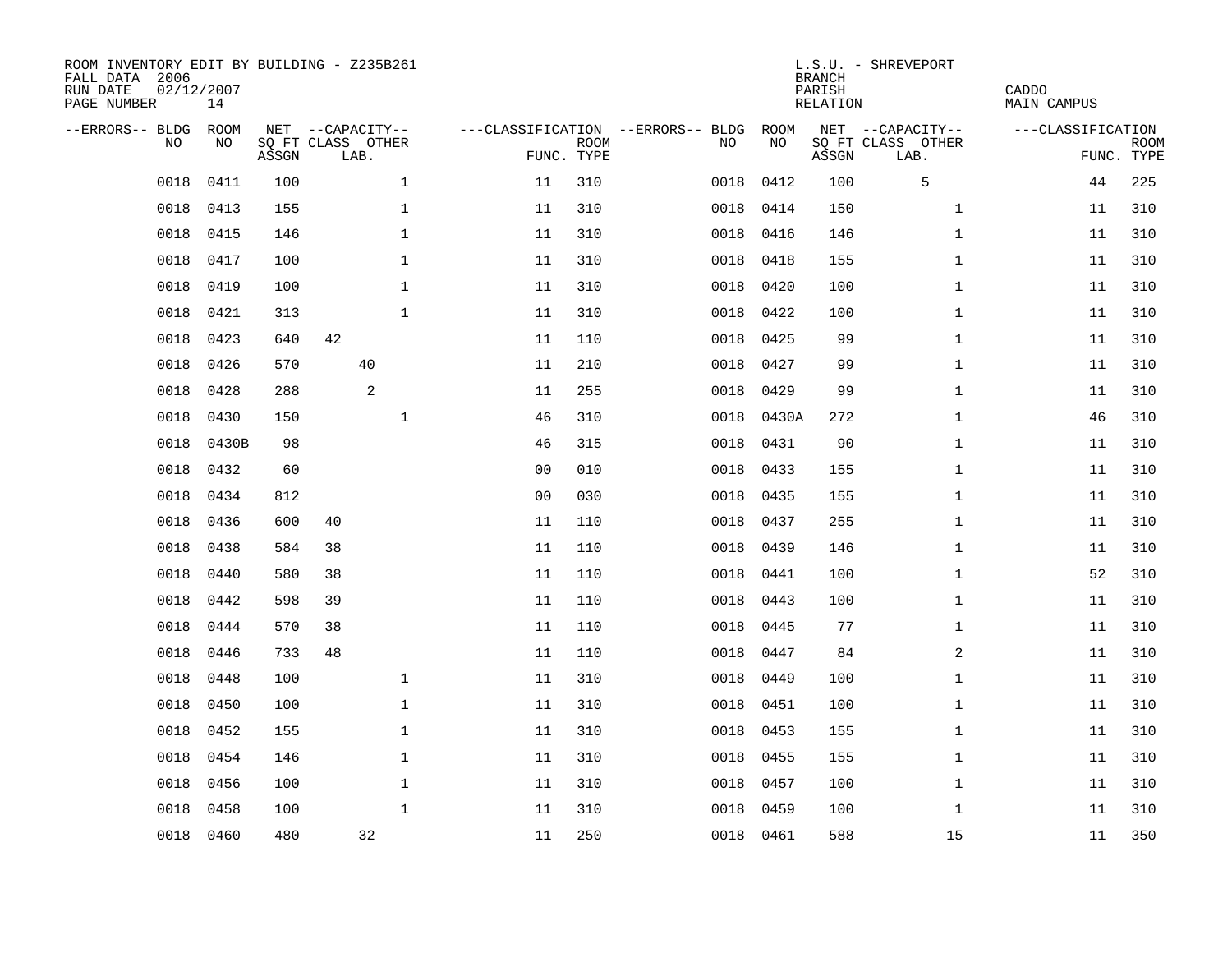ROOM INVENTORY EDIT BY BUILDING - Z235B261
FALL DATA 2006
RUN DATE 02/12/2007
PAGE NUMBER 14

L.S.U. - SHREVEPORT
BRANCH
PARISH CADDO
RELATION MAIN CAMPUS

| --ERRORS-- | BLDG NO | ROOM NO | NET SQ FT ASSGN | CAPACITY CLASS | CAPACITY LAB. | CAPACITY OTHER | CLASSIFICATION FUNC. | ROOM TYPE | --ERRORS-- | BLDG NO | ROOM NO | NET SQ FT ASSGN | CAPACITY CLASS | CAPACITY LAB. | CAPACITY OTHER | CLASSIFICATION FUNC. | ROOM TYPE |
|---|---|---|---|---|---|---|---|---|---|---|---|---|---|---|---|---|---|
| | 0018 | 0411 | 100 | | | 1 | 11 | 310 | | 0018 | 0412 | 100 | | 5 | | 44 | 225 |
| | 0018 | 0413 | 155 | | | 1 | 11 | 310 | | 0018 | 0414 | 150 | | | 1 | 11 | 310 |
| | 0018 | 0415 | 146 | | | 1 | 11 | 310 | | 0018 | 0416 | 146 | | | 1 | 11 | 310 |
| | 0018 | 0417 | 100 | | | 1 | 11 | 310 | | 0018 | 0418 | 155 | | | 1 | 11 | 310 |
| | 0018 | 0419 | 100 | | | 1 | 11 | 310 | | 0018 | 0420 | 100 | | | 1 | 11 | 310 |
| | 0018 | 0421 | 313 | | | 1 | 11 | 310 | | 0018 | 0422 | 100 | | | 1 | 11 | 310 |
| | 0018 | 0423 | 640 | 42 | | | 11 | 110 | | 0018 | 0425 | 99 | | | 1 | 11 | 310 |
| | 0018 | 0426 | 570 | | 40 | | 11 | 210 | | 0018 | 0427 | 99 | | | 1 | 11 | 310 |
| | 0018 | 0428 | 288 | | 2 | | 11 | 255 | | 0018 | 0429 | 99 | | | 1 | 11 | 310 |
| | 0018 | 0430 | 150 | | | 1 | 46 | 310 | | 0018 | 0430A | 272 | | | 1 | 46 | 310 |
| | 0018 | 0430B | 98 | | | | 46 | 315 | | 0018 | 0431 | 90 | | | 1 | 11 | 310 |
| | 0018 | 0432 | 60 | | | | 00 | 010 | | 0018 | 0433 | 155 | | | 1 | 11 | 310 |
| | 0018 | 0434 | 812 | | | | 00 | 030 | | 0018 | 0435 | 155 | | | 1 | 11 | 310 |
| | 0018 | 0436 | 600 | 40 | | | 11 | 110 | | 0018 | 0437 | 255 | | | 1 | 11 | 310 |
| | 0018 | 0438 | 584 | 38 | | | 11 | 110 | | 0018 | 0439 | 146 | | | 1 | 11 | 310 |
| | 0018 | 0440 | 580 | 38 | | | 11 | 110 | | 0018 | 0441 | 100 | | | 1 | 52 | 310 |
| | 0018 | 0442 | 598 | 39 | | | 11 | 110 | | 0018 | 0443 | 100 | | | 1 | 11 | 310 |
| | 0018 | 0444 | 570 | 38 | | | 11 | 110 | | 0018 | 0445 | 77 | | | 1 | 11 | 310 |
| | 0018 | 0446 | 733 | 48 | | | 11 | 110 | | 0018 | 0447 | 84 | | | 2 | 11 | 310 |
| | 0018 | 0448 | 100 | | | 1 | 11 | 310 | | 0018 | 0449 | 100 | | | 1 | 11 | 310 |
| | 0018 | 0450 | 100 | | | 1 | 11 | 310 | | 0018 | 0451 | 100 | | | 1 | 11 | 310 |
| | 0018 | 0452 | 155 | | | 1 | 11 | 310 | | 0018 | 0453 | 155 | | | 1 | 11 | 310 |
| | 0018 | 0454 | 146 | | | 1 | 11 | 310 | | 0018 | 0455 | 155 | | | 1 | 11 | 310 |
| | 0018 | 0456 | 100 | | | 1 | 11 | 310 | | 0018 | 0457 | 100 | | | 1 | 11 | 310 |
| | 0018 | 0458 | 100 | | | 1 | 11 | 310 | | 0018 | 0459 | 100 | | | 1 | 11 | 310 |
| | 0018 | 0460 | 480 | | 32 | | 11 | 250 | | 0018 | 0461 | 588 | | | 15 | 11 | 350 |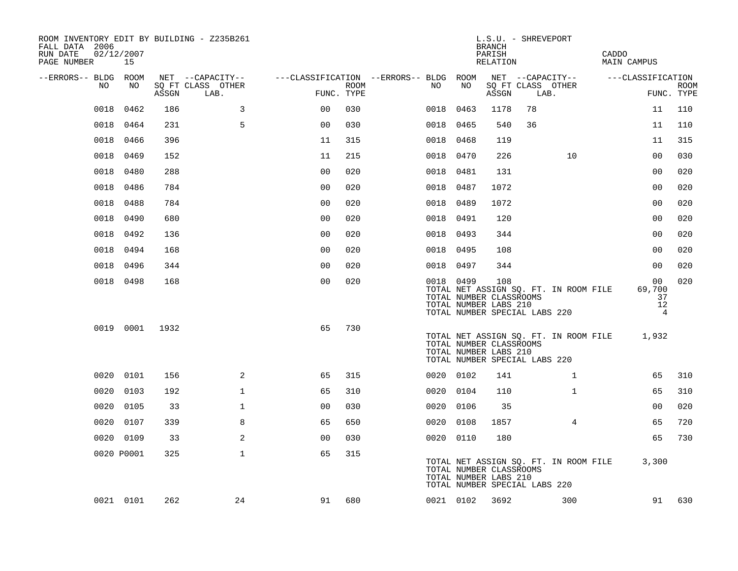ROOM INVENTORY EDIT BY BUILDING - Z235B261
FALL DATA 2006
RUN DATE 02/12/2007
PAGE NUMBER 15

L.S.U. - SHREVEPORT
BRANCH
PARISH CADDO
RELATION MAIN CAMPUS

| --ERRORS-- | BLDG NO | ROOM NO | NET SQ FT ASSGN | CAPACITY CLASS LAB. | CAPACITY OTHER | CLASSIFICATION FUNC. | ROOM TYPE | --ERRORS-- | BLDG NO | ROOM NO | NET SQ FT ASSGN | CAPACITY CLASS LAB. | CAPACITY OTHER | CLASSIFICATION FUNC. | ROOM TYPE |
|---|---|---|---|---|---|---|---|---|---|---|---|---|---|---|---|
| | 0018 | 0462 | 186 | | 3 | 00 | 030 | | 0018 | 0463 | 1178 | 78 | | 11 | 110 |
| | 0018 | 0464 | 231 | | 5 | 00 | 030 | | 0018 | 0465 | 540 | 36 | | 11 | 110 |
| | 0018 | 0466 | 396 | | | 11 | 315 | | 0018 | 0468 | 119 | | | 11 | 315 |
| | 0018 | 0469 | 152 | | | 11 | 215 | | 0018 | 0470 | 226 | | 10 | 00 | 030 |
| | 0018 | 0480 | 288 | | | 00 | 020 | | 0018 | 0481 | 131 | | | 00 | 020 |
| | 0018 | 0486 | 784 | | | 00 | 020 | | 0018 | 0487 | 1072 | | | 00 | 020 |
| | 0018 | 0488 | 784 | | | 00 | 020 | | 0018 | 0489 | 1072 | | | 00 | 020 |
| | 0018 | 0490 | 680 | | | 00 | 020 | | 0018 | 0491 | 120 | | | 00 | 020 |
| | 0018 | 0492 | 136 | | | 00 | 020 | | 0018 | 0493 | 344 | | | 00 | 020 |
| | 0018 | 0494 | 168 | | | 00 | 020 | | 0018 | 0495 | 108 | | | 00 | 020 |
| | 0018 | 0496 | 344 | | | 00 | 020 | | 0018 | 0497 | 344 | | | 00 | 020 |
| | 0018 | 0498 | 168 | | | 00 | 020 | | 0018 | 0499 | 108 | | | 00 | 020 |

TOTAL NET ASSIGN SQ. FT. IN ROOM FILE 69,700
TOTAL NUMBER CLASSROOMS 37
TOTAL NUMBER LABS 210 12
TOTAL NUMBER SPECIAL LABS 220 4

| --ERRORS-- | BLDG NO | ROOM NO | NET SQ FT ASSGN | CAPACITY CLASS LAB. | CAPACITY OTHER | CLASSIFICATION FUNC. | ROOM TYPE |
|---|---|---|---|---|---|---|---|
| | 0019 | 0001 | 1932 | | | 65 | 730 |

TOTAL NET ASSIGN SQ. FT. IN ROOM FILE 1,932
TOTAL NUMBER CLASSROOMS
TOTAL NUMBER LABS 210
TOTAL NUMBER SPECIAL LABS 220

| --ERRORS-- | BLDG NO | ROOM NO | NET SQ FT ASSGN | CAPACITY CLASS LAB. | CAPACITY OTHER | CLASSIFICATION FUNC. | ROOM TYPE | --ERRORS-- | BLDG NO | ROOM NO | NET SQ FT ASSGN | CAPACITY CLASS LAB. | CAPACITY OTHER | CLASSIFICATION FUNC. | ROOM TYPE |
|---|---|---|---|---|---|---|---|---|---|---|---|---|---|---|---|
| | 0020 | 0101 | 156 | | 2 | 65 | 315 | | 0020 | 0102 | 141 | | 1 | 65 | 310 |
| | 0020 | 0103 | 192 | | 1 | 65 | 310 | | 0020 | 0104 | 110 | | 1 | 65 | 310 |
| | 0020 | 0105 | 33 | | 1 | 00 | 030 | | 0020 | 0106 | 35 | | | 00 | 020 |
| | 0020 | 0107 | 339 | | 8 | 65 | 650 | | 0020 | 0108 | 1857 | | 4 | 65 | 720 |
| | 0020 | 0109 | 33 | | 2 | 00 | 030 | | 0020 | 0110 | 180 | | | 65 | 730 |
| | 0020 | P0001 | 325 | | 1 | 65 | 315 | | | | | | | | |

TOTAL NET ASSIGN SQ. FT. IN ROOM FILE 3,300
TOTAL NUMBER CLASSROOMS
TOTAL NUMBER LABS 210
TOTAL NUMBER SPECIAL LABS 220

| --ERRORS-- | BLDG NO | ROOM NO | NET SQ FT ASSGN | CAPACITY CLASS LAB. | CAPACITY OTHER | CLASSIFICATION FUNC. | ROOM TYPE | --ERRORS-- | BLDG NO | ROOM NO | NET SQ FT ASSGN | CAPACITY CLASS LAB. | CAPACITY OTHER | CLASSIFICATION FUNC. | ROOM TYPE |
|---|---|---|---|---|---|---|---|---|---|---|---|---|---|---|---|
| | 0021 | 0101 | 262 | | 24 | 91 | 680 | | 0021 | 0102 | 3692 | | 300 | 91 | 630 |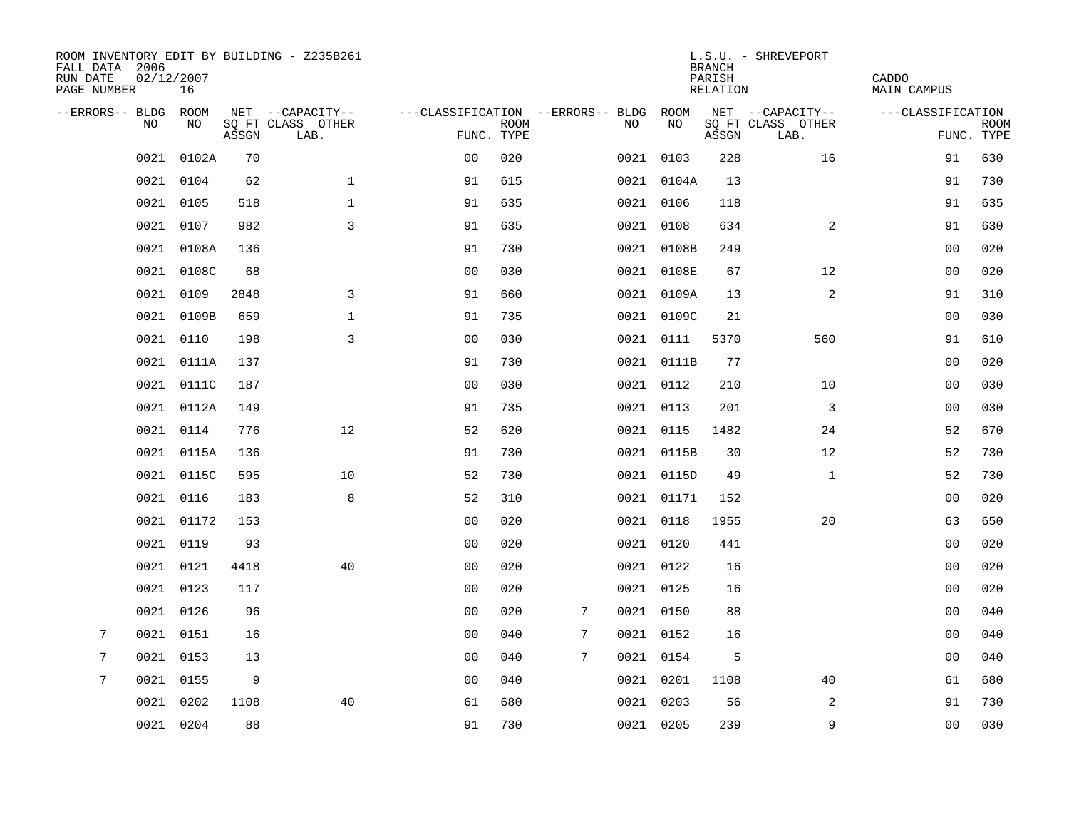ROOM INVENTORY EDIT BY BUILDING - Z235B261
FALL DATA 2006
RUN DATE 02/12/2007
PAGE NUMBER 16

L.S.U. - SHREVEPORT
BRANCH
PARISH CADDO
RELATION MAIN CAMPUS

| --ERRORS-- | BLDG NO | ROOM NO | NET SQ FT ASSGN | --CAPACITY-- CLASS LAB. | OTHER | ---CLASSIFICATION FUNC. | ROOM TYPE | --ERRORS-- | BLDG NO | ROOM NO | NET SQ FT ASSGN | --CAPACITY-- CLASS LAB. | OTHER | ---CLASSIFICATION FUNC. | ROOM TYPE |
|---|---|---|---|---|---|---|---|---|---|---|---|---|---|---|---|
| | 0021 | 0102A | 70 | | | 00 | 020 | | 0021 | 0103 | 228 | | 16 | 91 | 630 |
| | 0021 | 0104 | 62 | | 1 | 91 | 615 | | 0021 | 0104A | 13 | | | 91 | 730 |
| | 0021 | 0105 | 518 | | 1 | 91 | 635 | | 0021 | 0106 | 118 | | | 91 | 635 |
| | 0021 | 0107 | 982 | | 3 | 91 | 635 | | 0021 | 0108 | 634 | | 2 | 91 | 630 |
| | 0021 | 0108A | 136 | | | 91 | 730 | | 0021 | 0108B | 249 | | | 00 | 020 |
| | 0021 | 0108C | 68 | | | 00 | 030 | | 0021 | 0108E | 67 | | 12 | 00 | 020 |
| | 0021 | 0109 | 2848 | | 3 | 91 | 660 | | 0021 | 0109A | 13 | | 2 | 91 | 310 |
| | 0021 | 0109B | 659 | | 1 | 91 | 735 | | 0021 | 0109C | 21 | | | 00 | 030 |
| | 0021 | 0110 | 198 | | 3 | 00 | 030 | | 0021 | 0111 | 5370 | | 560 | 91 | 610 |
| | 0021 | 0111A | 137 | | | 91 | 730 | | 0021 | 0111B | 77 | | | 00 | 020 |
| | 0021 | 0111C | 187 | | | 00 | 030 | | 0021 | 0112 | 210 | | 10 | 00 | 030 |
| | 0021 | 0112A | 149 | | | 91 | 735 | | 0021 | 0113 | 201 | | 3 | 00 | 030 |
| | 0021 | 0114 | 776 | | 12 | 52 | 620 | | 0021 | 0115 | 1482 | | 24 | 52 | 670 |
| | 0021 | 0115A | 136 | | | 91 | 730 | | 0021 | 0115B | 30 | | 12 | 52 | 730 |
| | 0021 | 0115C | 595 | | 10 | 52 | 730 | | 0021 | 0115D | 49 | | 1 | 52 | 730 |
| | 0021 | 0116 | 183 | | 8 | 52 | 310 | | 0021 | 01171 | 152 | | | 00 | 020 |
| | 0021 | 01172 | 153 | | | 00 | 020 | | 0021 | 0118 | 1955 | | 20 | 63 | 650 |
| | 0021 | 0119 | 93 | | | 00 | 020 | | 0021 | 0120 | 441 | | | 00 | 020 |
| | 0021 | 0121 | 4418 | | 40 | 00 | 020 | | 0021 | 0122 | 16 | | | 00 | 020 |
| | 0021 | 0123 | 117 | | | 00 | 020 | | 0021 | 0125 | 16 | | | 00 | 020 |
| | 0021 | 0126 | 96 | | | 00 | 020 | 7 | 0021 | 0150 | 88 | | | 00 | 040 |
| 7 | 0021 | 0151 | 16 | | | 00 | 040 | 7 | 0021 | 0152 | 16 | | | 00 | 040 |
| 7 | 0021 | 0153 | 13 | | | 00 | 040 | 7 | 0021 | 0154 | 5 | | | 00 | 040 |
| 7 | 0021 | 0155 | 9 | | | 00 | 040 | | 0021 | 0201 | 1108 | | 40 | 61 | 680 |
| | 0021 | 0202 | 1108 | | 40 | 61 | 680 | | 0021 | 0203 | 56 | | 2 | 91 | 730 |
| | 0021 | 0204 | 88 | | | 91 | 730 | | 0021 | 0205 | 239 | | 9 | 00 | 030 |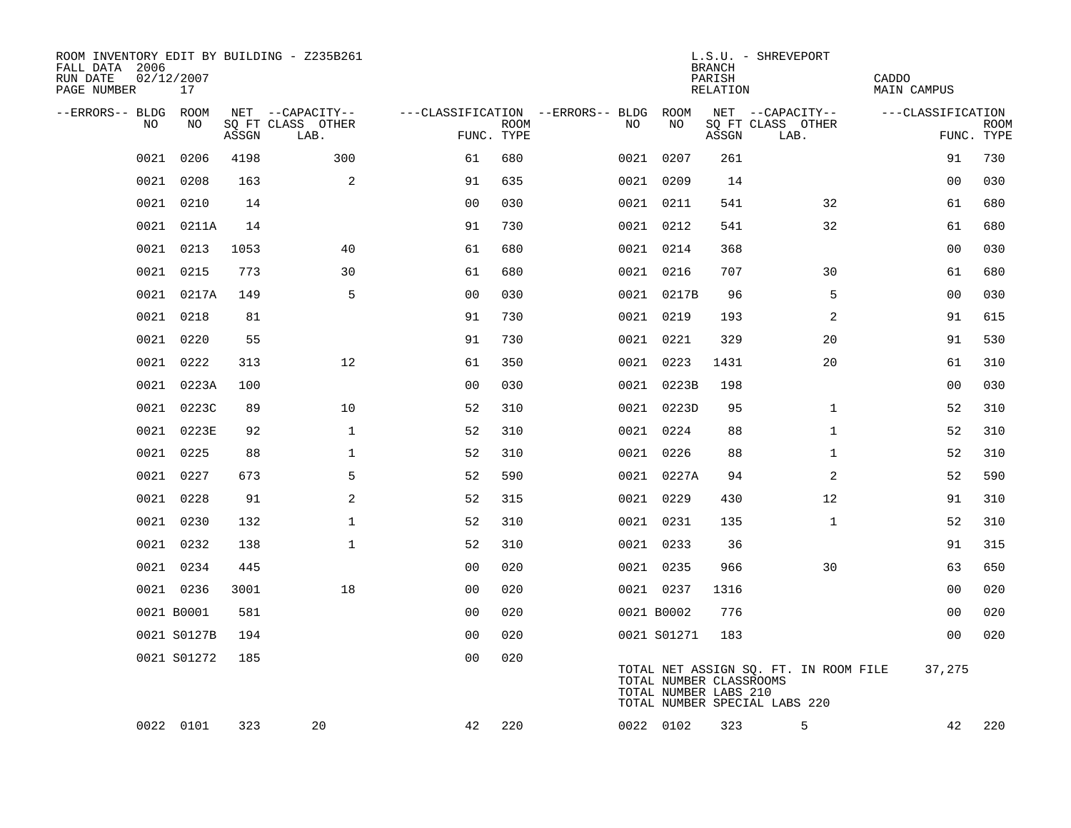ROOM INVENTORY EDIT BY BUILDING - Z235B261
FALL DATA 2006
RUN DATE 02/12/2007
PAGE NUMBER 17

L.S.U. - SHREVEPORT
BRANCH
PARISH CADDO
RELATION MAIN CAMPUS

| --ERRORS-- | BLDG NO | ROOM NO | NET SQ FT ASSGN | --CAPACITY-- CLASS LAB. | OTHER | ---CLASSIFICATION FUNC. | ROOM TYPE | --ERRORS-- | BLDG NO | ROOM NO | NET SQ FT ASSGN | --CAPACITY-- CLASS LAB. | OTHER | ---CLASSIFICATION FUNC. | ROOM TYPE |
|---|---|---|---|---|---|---|---|---|---|---|---|---|---|---|---|
| | 0021 | 0206 | 4198 | | 300 | 61 | 680 | | 0021 | 0207 | 261 | | | 91 | 730 |
| | 0021 | 0208 | 163 | | 2 | 91 | 635 | | 0021 | 0209 | 14 | | | 00 | 030 |
| | 0021 | 0210 | 14 | | | 00 | 030 | | 0021 | 0211 | 541 | | 32 | 61 | 680 |
| | 0021 | 0211A | 14 | | | 91 | 730 | | 0021 | 0212 | 541 | | 32 | 61 | 680 |
| | 0021 | 0213 | 1053 | | 40 | 61 | 680 | | 0021 | 0214 | 368 | | | 00 | 030 |
| | 0021 | 0215 | 773 | | 30 | 61 | 680 | | 0021 | 0216 | 707 | | 30 | 61 | 680 |
| | 0021 | 0217A | 149 | | 5 | 00 | 030 | | 0021 | 0217B | 96 | | 5 | 00 | 030 |
| | 0021 | 0218 | 81 | | | 91 | 730 | | 0021 | 0219 | 193 | | 2 | 91 | 615 |
| | 0021 | 0220 | 55 | | | 91 | 730 | | 0021 | 0221 | 329 | | 20 | 91 | 530 |
| | 0021 | 0222 | 313 | | 12 | 61 | 350 | | 0021 | 0223 | 1431 | | 20 | 61 | 310 |
| | 0021 | 0223A | 100 | | | 00 | 030 | | 0021 | 0223B | 198 | | | 00 | 030 |
| | 0021 | 0223C | 89 | | 10 | 52 | 310 | | 0021 | 0223D | 95 | | 1 | 52 | 310 |
| | 0021 | 0223E | 92 | | 1 | 52 | 310 | | 0021 | 0224 | 88 | | 1 | 52 | 310 |
| | 0021 | 0225 | 88 | | 1 | 52 | 310 | | 0021 | 0226 | 88 | | 1 | 52 | 310 |
| | 0021 | 0227 | 673 | | 5 | 52 | 590 | | 0021 | 0227A | 94 | | 2 | 52 | 590 |
| | 0021 | 0228 | 91 | | 2 | 52 | 315 | | 0021 | 0229 | 430 | | 12 | 91 | 310 |
| | 0021 | 0230 | 132 | | 1 | 52 | 310 | | 0021 | 0231 | 135 | | 1 | 52 | 310 |
| | 0021 | 0232 | 138 | | 1 | 52 | 310 | | 0021 | 0233 | 36 | | | 91 | 315 |
| | 0021 | 0234 | 445 | | | 00 | 020 | | 0021 | 0235 | 966 | | 30 | 63 | 650 |
| | 0021 | 0236 | 3001 | | 18 | 00 | 020 | | 0021 | 0237 | 1316 | | | 00 | 020 |
| | 0021 | B0001 | 581 | | | 00 | 020 | | 0021 | B0002 | 776 | | | 00 | 020 |
| | 0021 | S0127B | 194 | | | 00 | 020 | | 0021 | S01271 | 183 | | | 00 | 020 |
| | 0021 | S01272 | 185 | | | 00 | 020 | | | | | | | | |
| | 0022 | 0101 | 323 | 20 | | 42 | 220 | | 0022 | 0102 | 323 | 5 | | 42 | 220 |

TOTAL NET ASSIGN SQ. FT. IN ROOM FILE 37,275
TOTAL NUMBER CLASSROOMS
TOTAL NUMBER LABS 210
TOTAL NUMBER SPECIAL LABS 220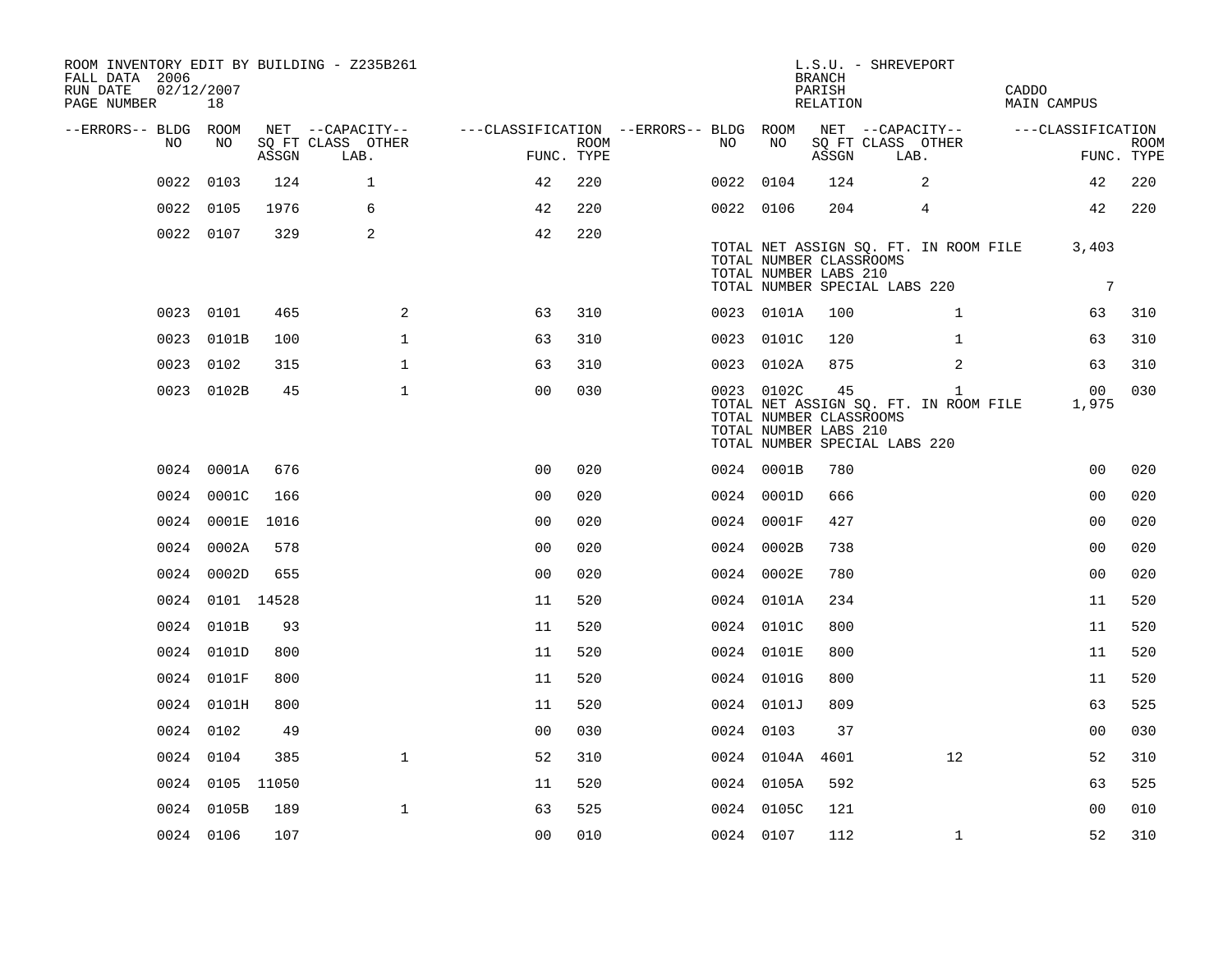ROOM INVENTORY EDIT BY BUILDING - Z235B261
FALL DATA 2006
RUN DATE 02/12/2007

L.S.U. - SHREVEPORT
BRANCH
PARISH CADDO
RELATION MAIN CAMPUS

| --ERRORS-- | BLDG NO | ROOM NO | NET SQ FT ASSGN | CAPACITY CLASS | CAPACITY LAB. | CAPACITY OTHER | FUNC. | ROOM TYPE | --ERRORS-- | BLDG NO | ROOM NO | NET SQ FT ASSGN | CAPACITY CLASS | CAPACITY LAB. | CAPACITY OTHER | FUNC. | ROOM TYPE |
|---|---|---|---|---|---|---|---|---|---|---|---|---|---|---|---|---|---|
| | 0022 | 0103 | 124 | | 1 | | 42 | 220 | | 0022 | 0104 | 124 | | 2 | | 42 | 220 |
| | 0022 | 0105 | 1976 | | 6 | | 42 | 220 | | 0022 | 0106 | 204 | | 4 | | 42 | 220 |
| | 0022 | 0107 | 329 | | 2 | | 42 | 220 | | | | | | | | | |
| | | | | | | | | | | TOTAL NET ASSIGN SQ. FT. IN ROOM FILE | | 3,403 | | | | | |
| | | | | | | | | | | TOTAL NUMBER CLASSROOMS | | | | | | | |
| | | | | | | | | | | TOTAL NUMBER LABS 210 | | | | | | | |
| | | | | | | | | | | TOTAL NUMBER SPECIAL LABS 220 | | 7 | | | | | |
| | 0023 | 0101 | 465 | | | 2 | 63 | 310 | | 0023 | 0101A | 100 | | | 1 | 63 | 310 |
| | 0023 | 0101B | 100 | | | 1 | 63 | 310 | | 0023 | 0101C | 120 | | | 1 | 63 | 310 |
| | 0023 | 0102 | 315 | | | 1 | 63 | 310 | | 0023 | 0102A | 875 | | | 2 | 63 | 310 |
| | 0023 | 0102B | 45 | | | 1 | 00 | 030 | | 0023 | 0102C | 45 | | | 1 | 00 | 030 |
| | | | | | | | | | | TOTAL NET ASSIGN SQ. FT. IN ROOM FILE | | 1,975 | | | | | |
| | | | | | | | | | | TOTAL NUMBER CLASSROOMS | | | | | | | |
| | | | | | | | | | | TOTAL NUMBER LABS 210 | | | | | | | |
| | | | | | | | | | | TOTAL NUMBER SPECIAL LABS 220 | | | | | | | |
| | 0024 | 0001A | 676 | | | | 00 | 020 | | 0024 | 0001B | 780 | | | | 00 | 020 |
| | 0024 | 0001C | 166 | | | | 00 | 020 | | 0024 | 0001D | 666 | | | | 00 | 020 |
| | 0024 | 0001E | 1016 | | | | 00 | 020 | | 0024 | 0001F | 427 | | | | 00 | 020 |
| | 0024 | 0002A | 578 | | | | 00 | 020 | | 0024 | 0002B | 738 | | | | 00 | 020 |
| | 0024 | 0002D | 655 | | | | 00 | 020 | | 0024 | 0002E | 780 | | | | 00 | 020 |
| | 0024 | 0101 | 14528 | | | | 11 | 520 | | 0024 | 0101A | 234 | | | | 11 | 520 |
| | 0024 | 0101B | 93 | | | | 11 | 520 | | 0024 | 0101C | 800 | | | | 11 | 520 |
| | 0024 | 0101D | 800 | | | | 11 | 520 | | 0024 | 0101E | 800 | | | | 11 | 520 |
| | 0024 | 0101F | 800 | | | | 11 | 520 | | 0024 | 0101G | 800 | | | | 11 | 520 |
| | 0024 | 0101H | 800 | | | | 11 | 520 | | 0024 | 0101J | 809 | | | | 63 | 525 |
| | 0024 | 0102 | 49 | | | | 00 | 030 | | 0024 | 0103 | 37 | | | | 00 | 030 |
| | 0024 | 0104 | 385 | | | 1 | 52 | 310 | | 0024 | 0104A | 4601 | | | 12 | 52 | 310 |
| | 0024 | 0105 | 11050 | | | | 11 | 520 | | 0024 | 0105A | 592 | | | | 63 | 525 |
| | 0024 | 0105B | 189 | | | 1 | 63 | 525 | | 0024 | 0105C | 121 | | | | 00 | 010 |
| | 0024 | 0106 | 107 | | | | 00 | 010 | | 0024 | 0107 | 112 | | | 1 | 52 | 310 |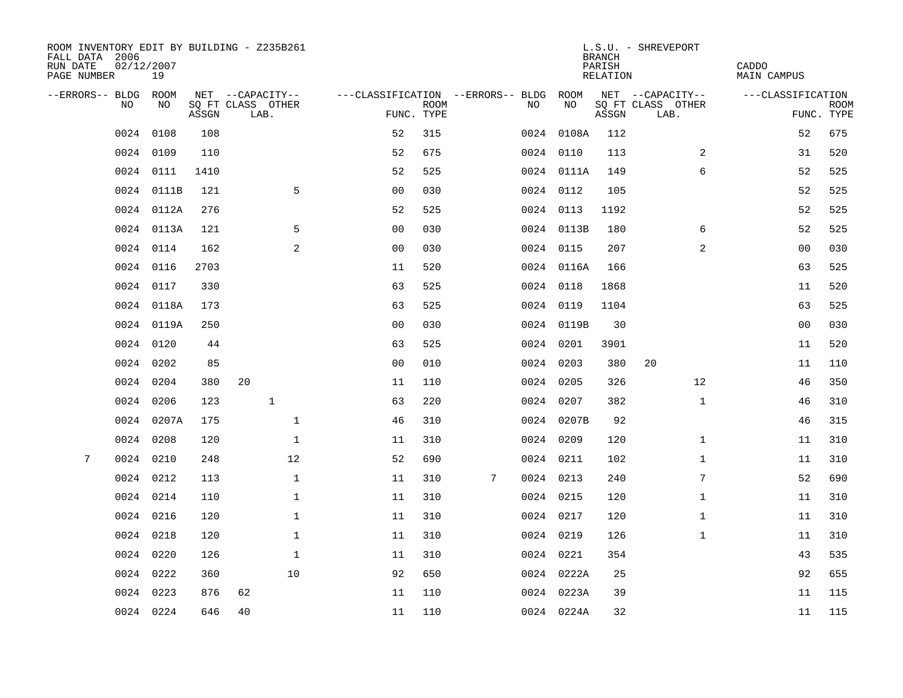ROOM INVENTORY EDIT BY BUILDING - Z235B261
FALL DATA 2006
RUN DATE 02/12/2007
PAGE NUMBER 19

L.S.U. - SHREVEPORT
BRANCH
PARISH CADDO
RELATION MAIN CAMPUS

| --ERRORS-- | BLDG NO | ROOM NO | NET SQ FT ASSGN | CAPACITY CLASS LAB. | CAPACITY OTHER | CLASSIFICATION FUNC. | ROOM TYPE | --ERRORS-- | BLDG NO | ROOM NO | NET SQ FT ASSGN | CAPACITY CLASS LAB. | CAPACITY OTHER | CLASSIFICATION FUNC. | ROOM TYPE |
|---|---|---|---|---|---|---|---|---|---|---|---|---|---|---|---|
| | 0024 | 0108 | 108 | | | 52 | 315 | | 0024 | 0108A | 112 | | | 52 | 675 |
| | 0024 | 0109 | 110 | | | 52 | 675 | | 0024 | 0110 | 113 | | 2 | 31 | 520 |
| | 0024 | 0111 | 1410 | | | 52 | 525 | | 0024 | 0111A | 149 | | 6 | 52 | 525 |
| | 0024 | 0111B | 121 | | 5 | 00 | 030 | | 0024 | 0112 | 105 | | | 52 | 525 |
| | 0024 | 0112A | 276 | | | 52 | 525 | | 0024 | 0113 | 1192 | | | 52 | 525 |
| | 0024 | 0113A | 121 | | 5 | 00 | 030 | | 0024 | 0113B | 180 | | 6 | 52 | 525 |
| | 0024 | 0114 | 162 | | 2 | 00 | 030 | | 0024 | 0115 | 207 | | 2 | 00 | 030 |
| | 0024 | 0116 | 2703 | | | 11 | 520 | | 0024 | 0116A | 166 | | | 63 | 525 |
| | 0024 | 0117 | 330 | | | 63 | 525 | | 0024 | 0118 | 1868 | | | 11 | 520 |
| | 0024 | 0118A | 173 | | | 63 | 525 | | 0024 | 0119 | 1104 | | | 63 | 525 |
| | 0024 | 0119A | 250 | | | 00 | 030 | | 0024 | 0119B | 30 | | | 00 | 030 |
| | 0024 | 0120 | 44 | | | 63 | 525 | | 0024 | 0201 | 3901 | | | 11 | 520 |
| | 0024 | 0202 | 85 | | | 00 | 010 | | 0024 | 0203 | 380 | 20 | | 11 | 110 |
| | 0024 | 0204 | 380 | 20 | | 11 | 110 | | 0024 | 0205 | 326 | | 12 | 46 | 350 |
| | 0024 | 0206 | 123 | 1 | | 63 | 220 | | 0024 | 0207 | 382 | | 1 | 46 | 310 |
| | 0024 | 0207A | 175 | | 1 | 46 | 310 | | 0024 | 0207B | 92 | | | 46 | 315 |
| | 0024 | 0208 | 120 | | 1 | 11 | 310 | | 0024 | 0209 | 120 | | 1 | 11 | 310 |
| 7 | 0024 | 0210 | 248 | | 12 | 52 | 690 | | 0024 | 0211 | 102 | | 1 | 11 | 310 |
| | 0024 | 0212 | 113 | | 1 | 11 | 310 | 7 | 0024 | 0213 | 240 | | 7 | 52 | 690 |
| | 0024 | 0214 | 110 | | 1 | 11 | 310 | | 0024 | 0215 | 120 | | 1 | 11 | 310 |
| | 0024 | 0216 | 120 | | 1 | 11 | 310 | | 0024 | 0217 | 120 | | 1 | 11 | 310 |
| | 0024 | 0218 | 120 | | 1 | 11 | 310 | | 0024 | 0219 | 126 | | 1 | 11 | 310 |
| | 0024 | 0220 | 126 | | 1 | 11 | 310 | | 0024 | 0221 | 354 | | | 43 | 535 |
| | 0024 | 0222 | 360 | | 10 | 92 | 650 | | 0024 | 0222A | 25 | | | 92 | 655 |
| | 0024 | 0223 | 876 | 62 | | 11 | 110 | | 0024 | 0223A | 39 | | | 11 | 115 |
| | 0024 | 0224 | 646 | 40 | | 11 | 110 | | 0024 | 0224A | 32 | | | 11 | 115 |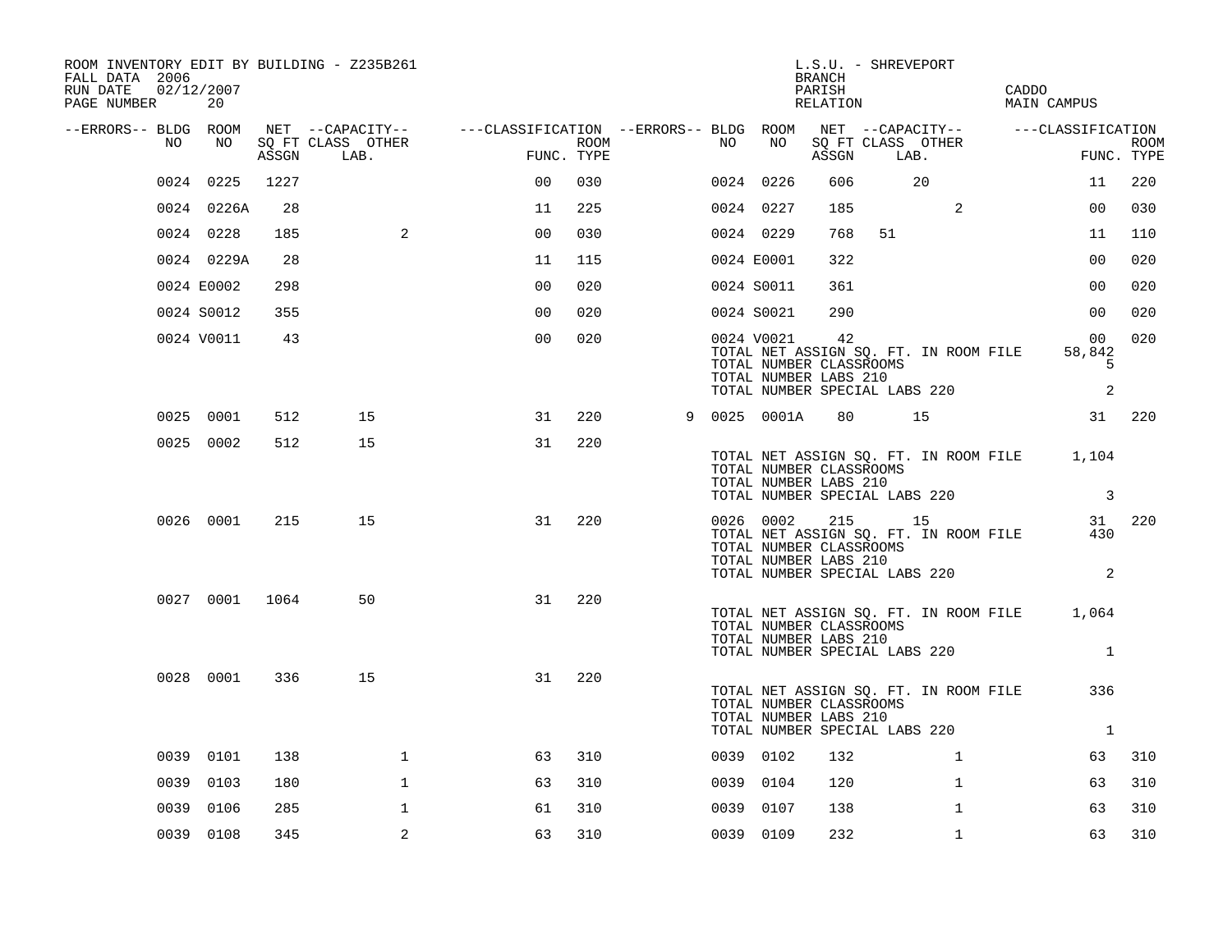ROOM INVENTORY EDIT BY BUILDING - Z235B261
FALL DATA 2006
RUN DATE 02/12/2007

L.S.U. - SHREVEPORT
BRANCH
PARISH CADDO
RELATION MAIN CAMPUS

| --ERRORS-- | BLDG NO | ROOM NO | NET SQ FT ASSGN | CAPACITY CLASS | CAPACITY LAB. | CAPACITY OTHER | CLASSIFICATION FUNC. | ROOM TYPE | --ERRORS-- | BLDG NO | ROOM NO | NET SQ FT ASSGN | CAPACITY CLASS | CAPACITY LAB. | CAPACITY OTHER | CLASSIFICATION FUNC. | ROOM TYPE |
|---|---|---|---|---|---|---|---|---|---|---|---|---|---|---|---|---|---|
| | 0024 | 0225 | 1227 | | | | 00 | 030 | | 0024 | 0226 | 606 | | 20 | | 11 | 220 |
| | 0024 | 0226A | 28 | | | | 11 | 225 | | 0024 | 0227 | 185 | | | 2 | 00 | 030 |
| | 0024 | 0228 | 185 | | | 2 | 00 | 030 | | 0024 | 0229 | 768 | 51 | | | 11 | 110 |
| | 0024 | 0229A | 28 | | | | 11 | 115 | | 0024 | E0001 | 322 | | | | 00 | 020 |
| | 0024 | E0002 | 298 | | | | 00 | 020 | | 0024 | S0011 | 361 | | | | 00 | 020 |
| | 0024 | S0012 | 355 | | | | 00 | 020 | | 0024 | S0021 | 290 | | | | 00 | 020 |
| | 0024 | V0011 | 43 | | | | 00 | 020 | | 0024 | V0021 | 42 | | | | 00 | 020 |
| | | | | | | | | | | | TOTAL NET ASSIGN SQ. FT. IN ROOM FILE | | | | | 58,842 | |
| | | | | | | | | | | | TOTAL NUMBER CLASSROOMS | | | | | 5 | |
| | | | | | | | | | | | TOTAL NUMBER LABS 210 | | | | | | |
| | | | | | | | | | | | TOTAL NUMBER SPECIAL LABS 220 | | | | | 2 | |
| | 0025 | 0001 | 512 | | 15 | | 31 | 220 | 9 | 0025 | 0001A | 80 | | 15 | | 31 | 220 |
| | 0025 | 0002 | 512 | | 15 | | 31 | 220 | | | | | | | | | |
| | | | | | | | | | | | TOTAL NET ASSIGN SQ. FT. IN ROOM FILE | | | | | 1,104 | |
| | | | | | | | | | | | TOTAL NUMBER CLASSROOMS | | | | | | |
| | | | | | | | | | | | TOTAL NUMBER LABS 210 | | | | | | |
| | | | | | | | | | | | TOTAL NUMBER SPECIAL LABS 220 | | | | | 3 | |
| | 0026 | 0001 | 215 | | 15 | | 31 | 220 | | 0026 | 0002 | 215 | | 15 | | 31 | 220 |
| | | | | | | | | | | | TOTAL NET ASSIGN SQ. FT. IN ROOM FILE | | | | | 430 | |
| | | | | | | | | | | | TOTAL NUMBER CLASSROOMS | | | | | | |
| | | | | | | | | | | | TOTAL NUMBER LABS 210 | | | | | | |
| | | | | | | | | | | | TOTAL NUMBER SPECIAL LABS 220 | | | | | 2 | |
| | 0027 | 0001 | 1064 | | 50 | | 31 | 220 | | | | | | | | | |
| | | | | | | | | | | | TOTAL NET ASSIGN SQ. FT. IN ROOM FILE | | | | | 1,064 | |
| | | | | | | | | | | | TOTAL NUMBER CLASSROOMS | | | | | | |
| | | | | | | | | | | | TOTAL NUMBER LABS 210 | | | | | | |
| | | | | | | | | | | | TOTAL NUMBER SPECIAL LABS 220 | | | | | 1 | |
| | 0028 | 0001 | 336 | | 15 | | 31 | 220 | | | | | | | | | |
| | | | | | | | | | | | TOTAL NET ASSIGN SQ. FT. IN ROOM FILE | | | | | 336 | |
| | | | | | | | | | | | TOTAL NUMBER CLASSROOMS | | | | | | |
| | | | | | | | | | | | TOTAL NUMBER LABS 210 | | | | | | |
| | | | | | | | | | | | TOTAL NUMBER SPECIAL LABS 220 | | | | | 1 | |
| | 0039 | 0101 | 138 | | | 1 | 63 | 310 | | 0039 | 0102 | 132 | | | 1 | 63 | 310 |
| | 0039 | 0103 | 180 | | | 1 | 63 | 310 | | 0039 | 0104 | 120 | | | 1 | 63 | 310 |
| | 0039 | 0106 | 285 | | | 1 | 61 | 310 | | 0039 | 0107 | 138 | | | 1 | 63 | 310 |
| | 0039 | 0108 | 345 | | | 2 | 63 | 310 | | 0039 | 0109 | 232 | | | 1 | 63 | 310 |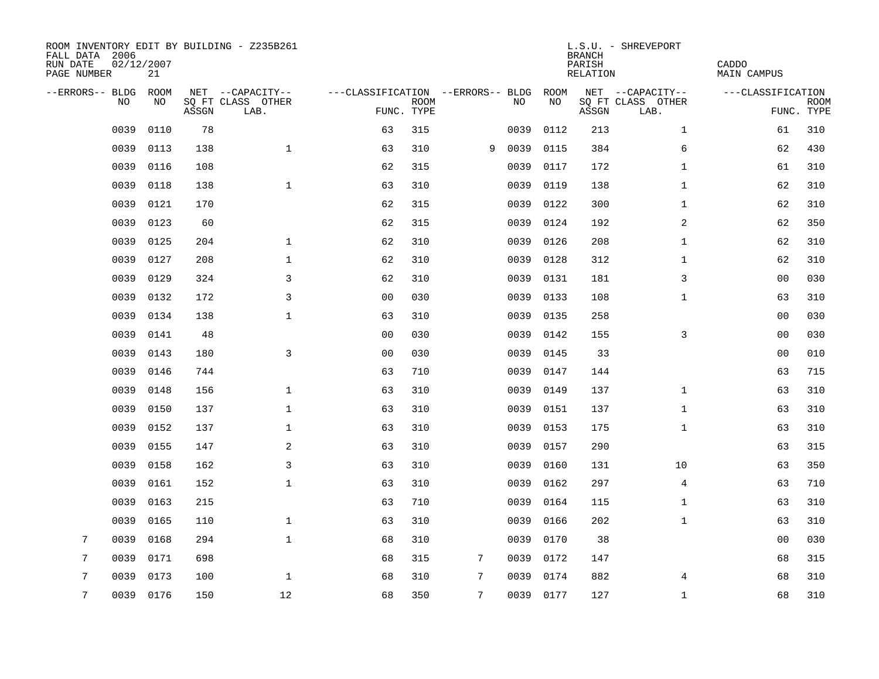ROOM INVENTORY EDIT BY BUILDING - Z235B261
FALL DATA 2006
RUN DATE 02/12/2007
PAGE NUMBER 21

L.S.U. - SHREVEPORT
BRANCH
PARISH CADDO
RELATION MAIN CAMPUS

| --ERRORS-- | BLDG NO | ROOM NO | NET SQ FT ASSGN | --CAPACITY-- CLASS LAB. | OTHER | ---CLASSIFICATION FUNC. | ROOM TYPE | --ERRORS-- | BLDG NO | ROOM NO | NET SQ FT ASSGN | --CAPACITY-- CLASS LAB. | OTHER | ---CLASSIFICATION FUNC. | ROOM TYPE |
|---|---|---|---|---|---|---|---|---|---|---|---|---|---|---|---|
| | 0039 | 0110 | 78 | | | 63 | 315 | | 0039 | 0112 | 213 | | 1 | 61 | 310 |
| | 0039 | 0113 | 138 | | 1 | 63 | 310 | 9 | 0039 | 0115 | 384 | | 6 | 62 | 430 |
| | 0039 | 0116 | 108 | | | 62 | 315 | | 0039 | 0117 | 172 | | 1 | 61 | 310 |
| | 0039 | 0118 | 138 | | 1 | 63 | 310 | | 0039 | 0119 | 138 | | 1 | 62 | 310 |
| | 0039 | 0121 | 170 | | | 62 | 315 | | 0039 | 0122 | 300 | | 1 | 62 | 310 |
| | 0039 | 0123 | 60 | | | 62 | 315 | | 0039 | 0124 | 192 | | 2 | 62 | 350 |
| | 0039 | 0125 | 204 | | 1 | 62 | 310 | | 0039 | 0126 | 208 | | 1 | 62 | 310 |
| | 0039 | 0127 | 208 | | 1 | 62 | 310 | | 0039 | 0128 | 312 | | 1 | 62 | 310 |
| | 0039 | 0129 | 324 | | 3 | 62 | 310 | | 0039 | 0131 | 181 | | 3 | 00 | 030 |
| | 0039 | 0132 | 172 | | 3 | 00 | 030 | | 0039 | 0133 | 108 | | 1 | 63 | 310 |
| | 0039 | 0134 | 138 | | 1 | 63 | 310 | | 0039 | 0135 | 258 | | | 00 | 030 |
| | 0039 | 0141 | 48 | | | 00 | 030 | | 0039 | 0142 | 155 | | 3 | 00 | 030 |
| | 0039 | 0143 | 180 | | 3 | 00 | 030 | | 0039 | 0145 | 33 | | | 00 | 010 |
| | 0039 | 0146 | 744 | | | 63 | 710 | | 0039 | 0147 | 144 | | | 63 | 715 |
| | 0039 | 0148 | 156 | | 1 | 63 | 310 | | 0039 | 0149 | 137 | | 1 | 63 | 310 |
| | 0039 | 0150 | 137 | | 1 | 63 | 310 | | 0039 | 0151 | 137 | | 1 | 63 | 310 |
| | 0039 | 0152 | 137 | | 1 | 63 | 310 | | 0039 | 0153 | 175 | | 1 | 63 | 310 |
| | 0039 | 0155 | 147 | | 2 | 63 | 310 | | 0039 | 0157 | 290 | | | 63 | 315 |
| | 0039 | 0158 | 162 | | 3 | 63 | 310 | | 0039 | 0160 | 131 | | 10 | 63 | 350 |
| | 0039 | 0161 | 152 | | 1 | 63 | 310 | | 0039 | 0162 | 297 | | 4 | 63 | 710 |
| | 0039 | 0163 | 215 | | | 63 | 710 | | 0039 | 0164 | 115 | | 1 | 63 | 310 |
| | 0039 | 0165 | 110 | | 1 | 63 | 310 | | 0039 | 0166 | 202 | | 1 | 63 | 310 |
| 7 | 0039 | 0168 | 294 | | 1 | 68 | 310 | | 0039 | 0170 | 38 | | | 00 | 030 |
| 7 | 0039 | 0171 | 698 | | | 68 | 315 | 7 | 0039 | 0172 | 147 | | | 68 | 315 |
| 7 | 0039 | 0173 | 100 | | 1 | 68 | 310 | 7 | 0039 | 0174 | 882 | | 4 | 68 | 310 |
| 7 | 0039 | 0176 | 150 | | 12 | 68 | 350 | 7 | 0039 | 0177 | 127 | | 1 | 68 | 310 |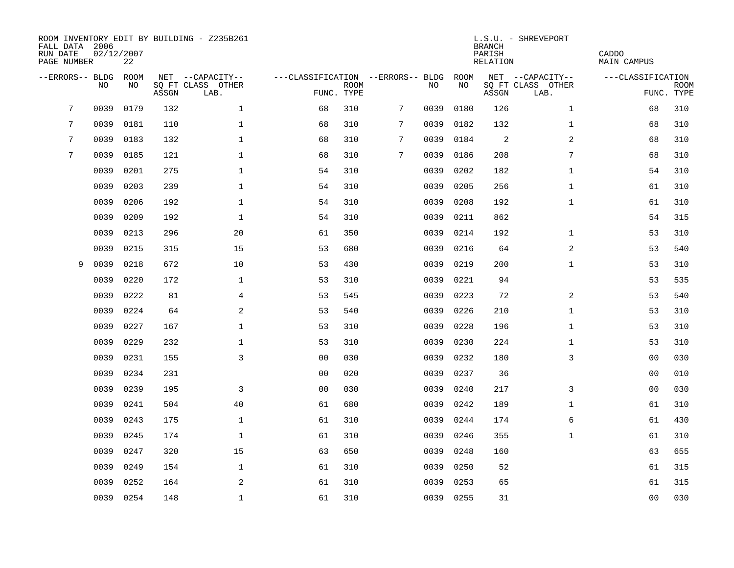ROOM INVENTORY EDIT BY BUILDING - Z235B261
FALL DATA 2006
RUN DATE 02/12/2007
PAGE NUMBER 22

L.S.U. - SHREVEPORT
BRANCH
PARISH CADDO
RELATION MAIN CAMPUS

| --ERRORS-- | BLDG NO | ROOM NO | NET SQ FT ASSGN | CAPACITY CLASS LAB. | CAPACITY OTHER | CLASSIFICATION FUNC. | ROOM TYPE | --ERRORS-- | BLDG NO | ROOM NO | NET SQ FT ASSGN | CAPACITY CLASS LAB. | CAPACITY OTHER | CLASSIFICATION FUNC. | ROOM TYPE |
|---|---|---|---|---|---|---|---|---|---|---|---|---|---|---|---|
| 7 | 0039 | 0179 | 132 | | 1 | 68 | 310 | 7 | 0039 | 0180 | 126 | | 1 | 68 | 310 |
| 7 | 0039 | 0181 | 110 | | 1 | 68 | 310 | 7 | 0039 | 0182 | 132 | | 1 | 68 | 310 |
| 7 | 0039 | 0183 | 132 | | 1 | 68 | 310 | 7 | 0039 | 0184 | 2 | | 2 | 68 | 310 |
| 7 | 0039 | 0185 | 121 | | 1 | 68 | 310 | 7 | 0039 | 0186 | 208 | | 7 | 68 | 310 |
| | 0039 | 0201 | 275 | | 1 | 54 | 310 | | 0039 | 0202 | 182 | | 1 | 54 | 310 |
| | 0039 | 0203 | 239 | | 1 | 54 | 310 | | 0039 | 0205 | 256 | | 1 | 61 | 310 |
| | 0039 | 0206 | 192 | | 1 | 54 | 310 | | 0039 | 0208 | 192 | | 1 | 61 | 310 |
| | 0039 | 0209 | 192 | | 1 | 54 | 310 | | 0039 | 0211 | 862 | | | 54 | 315 |
| | 0039 | 0213 | 296 | | 20 | 61 | 350 | | 0039 | 0214 | 192 | | 1 | 53 | 310 |
| | 0039 | 0215 | 315 | | 15 | 53 | 680 | | 0039 | 0216 | 64 | | 2 | 53 | 540 |
| 9 | 0039 | 0218 | 672 | | 10 | 53 | 430 | | 0039 | 0219 | 200 | | 1 | 53 | 310 |
| | 0039 | 0220 | 172 | | 1 | 53 | 310 | | 0039 | 0221 | 94 | | | 53 | 535 |
| | 0039 | 0222 | 81 | | 4 | 53 | 545 | | 0039 | 0223 | 72 | | 2 | 53 | 540 |
| | 0039 | 0224 | 64 | | 2 | 53 | 540 | | 0039 | 0226 | 210 | | 1 | 53 | 310 |
| | 0039 | 0227 | 167 | | 1 | 53 | 310 | | 0039 | 0228 | 196 | | 1 | 53 | 310 |
| | 0039 | 0229 | 232 | | 1 | 53 | 310 | | 0039 | 0230 | 224 | | 1 | 53 | 310 |
| | 0039 | 0231 | 155 | | 3 | 00 | 030 | | 0039 | 0232 | 180 | | 3 | 00 | 030 |
| | 0039 | 0234 | 231 | | | 00 | 020 | | 0039 | 0237 | 36 | | | 00 | 010 |
| | 0039 | 0239 | 195 | | 3 | 00 | 030 | | 0039 | 0240 | 217 | | 3 | 00 | 030 |
| | 0039 | 0241 | 504 | | 40 | 61 | 680 | | 0039 | 0242 | 189 | | 1 | 61 | 310 |
| | 0039 | 0243 | 175 | | 1 | 61 | 310 | | 0039 | 0244 | 174 | | 6 | 61 | 430 |
| | 0039 | 0245 | 174 | | 1 | 61 | 310 | | 0039 | 0246 | 355 | | 1 | 61 | 310 |
| | 0039 | 0247 | 320 | | 15 | 63 | 650 | | 0039 | 0248 | 160 | | | 63 | 655 |
| | 0039 | 0249 | 154 | | 1 | 61 | 310 | | 0039 | 0250 | 52 | | | 61 | 315 |
| | 0039 | 0252 | 164 | | 2 | 61 | 310 | | 0039 | 0253 | 65 | | | 61 | 315 |
| | 0039 | 0254 | 148 | | 1 | 61 | 310 | | 0039 | 0255 | 31 | | | 00 | 030 |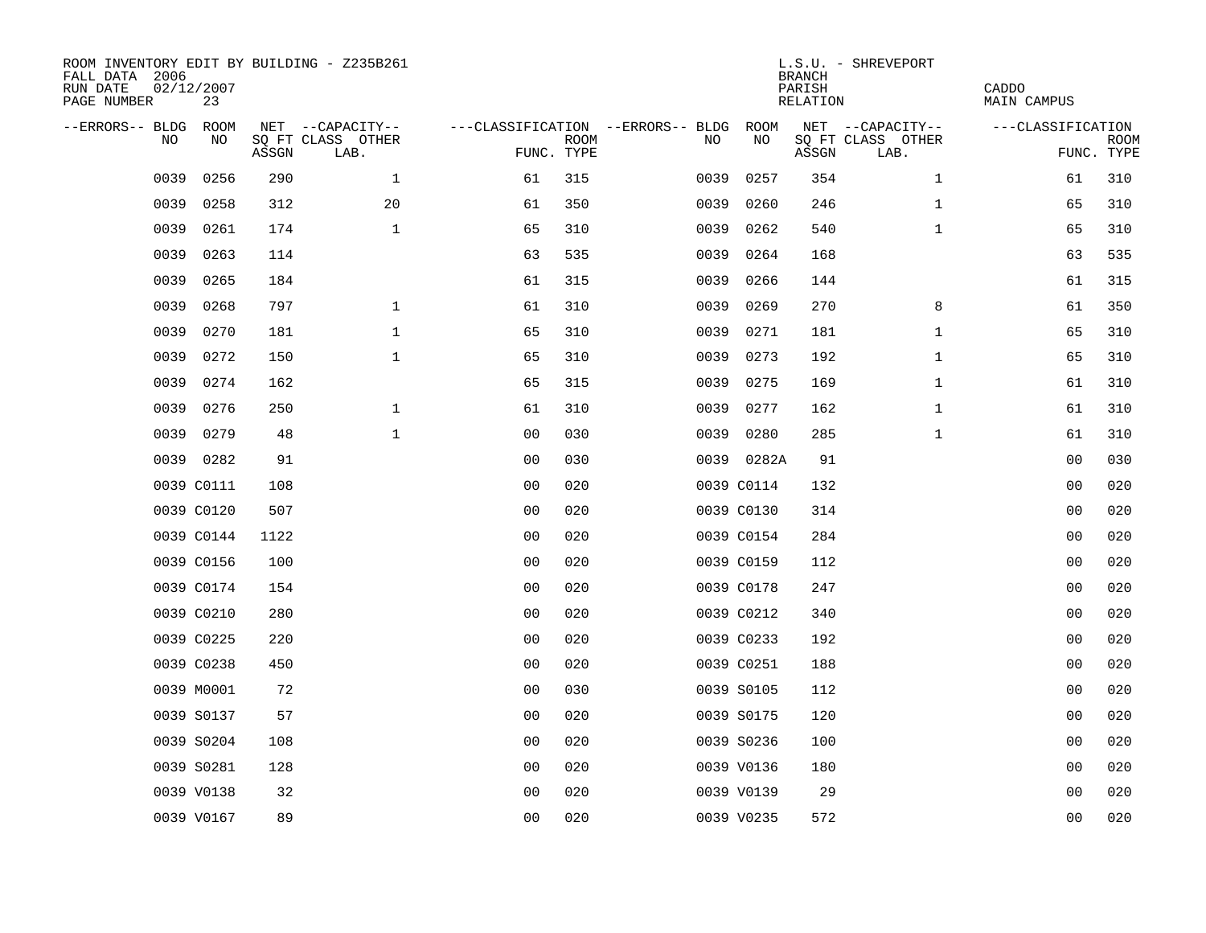ROOM INVENTORY EDIT BY BUILDING - Z235B261
FALL DATA 2006
RUN DATE 02/12/2007
PAGE NUMBER 23

L.S.U. - SHREVEPORT
BRANCH
PARISH CADDO
RELATION MAIN CAMPUS

| --ERRORS-- | BLDG NO | ROOM NO | NET SQ FT ASSGN | --CAPACITY-- CLASS LAB. | OTHER | ---CLASSIFICATION FUNC. | ROOM TYPE | --ERRORS-- | BLDG NO | ROOM NO | NET SQ FT ASSGN | --CAPACITY-- CLASS LAB. | OTHER | ---CLASSIFICATION FUNC. | ROOM TYPE |
|---|---|---|---|---|---|---|---|---|---|---|---|---|---|---|---|
| | 0039 | 0256 | 290 | | 1 | 61 | 315 | | 0039 | 0257 | 354 | | 1 | 61 | 310 |
| | 0039 | 0258 | 312 | | 20 | 61 | 350 | | 0039 | 0260 | 246 | | 1 | 65 | 310 |
| | 0039 | 0261 | 174 | | 1 | 65 | 310 | | 0039 | 0262 | 540 | | 1 | 65 | 310 |
| | 0039 | 0263 | 114 | | | 63 | 535 | | 0039 | 0264 | 168 | | | 63 | 535 |
| | 0039 | 0265 | 184 | | | 61 | 315 | | 0039 | 0266 | 144 | | | 61 | 315 |
| | 0039 | 0268 | 797 | | 1 | 61 | 310 | | 0039 | 0269 | 270 | | 8 | 61 | 350 |
| | 0039 | 0270 | 181 | | 1 | 65 | 310 | | 0039 | 0271 | 181 | | 1 | 65 | 310 |
| | 0039 | 0272 | 150 | | 1 | 65 | 310 | | 0039 | 0273 | 192 | | 1 | 65 | 310 |
| | 0039 | 0274 | 162 | | | 65 | 315 | | 0039 | 0275 | 169 | | 1 | 61 | 310 |
| | 0039 | 0276 | 250 | | 1 | 61 | 310 | | 0039 | 0277 | 162 | | 1 | 61 | 310 |
| | 0039 | 0279 | 48 | | 1 | 00 | 030 | | 0039 | 0280 | 285 | | 1 | 61 | 310 |
| | 0039 | 0282 | 91 | | | 00 | 030 | | 0039 | 0282A | 91 | | | 00 | 030 |
| | 0039 | C0111 | 108 | | | 00 | 020 | | 0039 | C0114 | 132 | | | 00 | 020 |
| | 0039 | C0120 | 507 | | | 00 | 020 | | 0039 | C0130 | 314 | | | 00 | 020 |
| | 0039 | C0144 | 1122 | | | 00 | 020 | | 0039 | C0154 | 284 | | | 00 | 020 |
| | 0039 | C0156 | 100 | | | 00 | 020 | | 0039 | C0159 | 112 | | | 00 | 020 |
| | 0039 | C0174 | 154 | | | 00 | 020 | | 0039 | C0178 | 247 | | | 00 | 020 |
| | 0039 | C0210 | 280 | | | 00 | 020 | | 0039 | C0212 | 340 | | | 00 | 020 |
| | 0039 | C0225 | 220 | | | 00 | 020 | | 0039 | C0233 | 192 | | | 00 | 020 |
| | 0039 | C0238 | 450 | | | 00 | 020 | | 0039 | C0251 | 188 | | | 00 | 020 |
| | 0039 | M0001 | 72 | | | 00 | 030 | | 0039 | S0105 | 112 | | | 00 | 020 |
| | 0039 | S0137 | 57 | | | 00 | 020 | | 0039 | S0175 | 120 | | | 00 | 020 |
| | 0039 | S0204 | 108 | | | 00 | 020 | | 0039 | S0236 | 100 | | | 00 | 020 |
| | 0039 | S0281 | 128 | | | 00 | 020 | | 0039 | V0136 | 180 | | | 00 | 020 |
| | 0039 | V0138 | 32 | | | 00 | 020 | | 0039 | V0139 | 29 | | | 00 | 020 |
| | 0039 | V0167 | 89 | | | 00 | 020 | | 0039 | V0235 | 572 | | | 00 | 020 |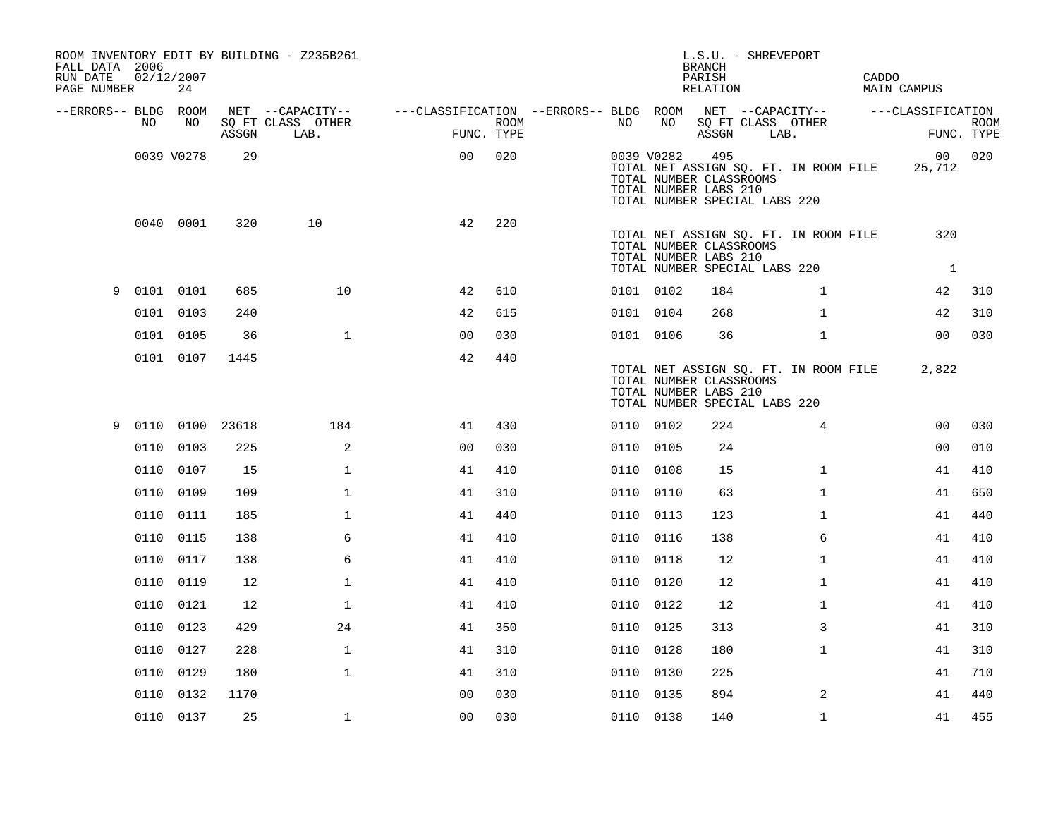ROOM INVENTORY EDIT BY BUILDING - Z235B261
FALL DATA 2006
RUN DATE 02/12/2007
PAGE NUMBER 24

L.S.U. - SHREVEPORT
BRANCH
PARISH CADDO
RELATION MAIN CAMPUS

| --ERRORS-- | BLDG NO | ROOM NO | NET ASSGN SQ FT | --CAPACITY-- CLASS LAB. | OTHER | ---CLASSIFICATION FUNC. | ROOM TYPE | --ERRORS-- | BLDG NO | ROOM NO | NET ASSGN SQ FT | --CAPACITY-- CLASS LAB. | OTHER | ---CLASSIFICATION FUNC. | ROOM TYPE |
|---|---|---|---|---|---|---|---|---|---|---|---|---|---|---|---|
| | 0039 | V0278 | 29 | | | 00 | 020 | | 0039 | V0282 | 495 | | | 00 | 020 |
| | | | | | | | | | TOTAL NET ASSIGN SQ. FT. IN ROOM FILE | | | | | 25,712 | |
| | | | | | | | | | TOTAL NUMBER CLASSROOMS | | | | | | |
| | | | | | | | | | TOTAL NUMBER LABS 210 | | | | | | |
| | | | | | | | | | TOTAL NUMBER SPECIAL LABS 220 | | | | | | |
| | 0040 | 0001 | 320 | 10 | | 42 | 220 | | | | | | | | |
| | | | | | | | | | TOTAL NET ASSIGN SQ. FT. IN ROOM FILE | | | | | 320 | |
| | | | | | | | | | TOTAL NUMBER CLASSROOMS | | | | | | |
| | | | | | | | | | TOTAL NUMBER LABS 210 | | | | | | |
| | | | | | | | | | TOTAL NUMBER SPECIAL LABS 220 | | | | | 1 | |
| 9 | 0101 | 0101 | 685 | | 10 | 42 | 610 | | 0101 | 0102 | 184 | | 1 | 42 | 310 |
| | 0101 | 0103 | 240 | | | 42 | 615 | | 0101 | 0104 | 268 | | 1 | 42 | 310 |
| | 0101 | 0105 | 36 | | 1 | 00 | 030 | | 0101 | 0106 | 36 | | 1 | 00 | 030 |
| | 0101 | 0107 | 1445 | | | 42 | 440 | | | | | | | | |
| | | | | | | | | | TOTAL NET ASSIGN SQ. FT. IN ROOM FILE | | | | | 2,822 | |
| | | | | | | | | | TOTAL NUMBER CLASSROOMS | | | | | | |
| | | | | | | | | | TOTAL NUMBER LABS 210 | | | | | | |
| | | | | | | | | | TOTAL NUMBER SPECIAL LABS 220 | | | | | | |
| 9 | 0110 | 0100 | 23618 | | 184 | 41 | 430 | | 0110 | 0102 | 224 | | 4 | 00 | 030 |
| | 0110 | 0103 | 225 | | 2 | 00 | 030 | | 0110 | 0105 | 24 | | | 00 | 010 |
| | 0110 | 0107 | 15 | | 1 | 41 | 410 | | 0110 | 0108 | 15 | | 1 | 41 | 410 |
| | 0110 | 0109 | 109 | | 1 | 41 | 310 | | 0110 | 0110 | 63 | | 1 | 41 | 650 |
| | 0110 | 0111 | 185 | | 1 | 41 | 440 | | 0110 | 0113 | 123 | | 1 | 41 | 440 |
| | 0110 | 0115 | 138 | | 6 | 41 | 410 | | 0110 | 0116 | 138 | | 6 | 41 | 410 |
| | 0110 | 0117 | 138 | | 6 | 41 | 410 | | 0110 | 0118 | 12 | | 1 | 41 | 410 |
| | 0110 | 0119 | 12 | | 1 | 41 | 410 | | 0110 | 0120 | 12 | | 1 | 41 | 410 |
| | 0110 | 0121 | 12 | | 1 | 41 | 410 | | 0110 | 0122 | 12 | | 1 | 41 | 410 |
| | 0110 | 0123 | 429 | | 24 | 41 | 350 | | 0110 | 0125 | 313 | | 3 | 41 | 310 |
| | 0110 | 0127 | 228 | | 1 | 41 | 310 | | 0110 | 0128 | 180 | | 1 | 41 | 310 |
| | 0110 | 0129 | 180 | | 1 | 41 | 310 | | 0110 | 0130 | 225 | | | 41 | 710 |
| | 0110 | 0132 | 1170 | | | 00 | 030 | | 0110 | 0135 | 894 | | 2 | 41 | 440 |
| | 0110 | 0137 | 25 | | 1 | 00 | 030 | | 0110 | 0138 | 140 | | 1 | 41 | 455 |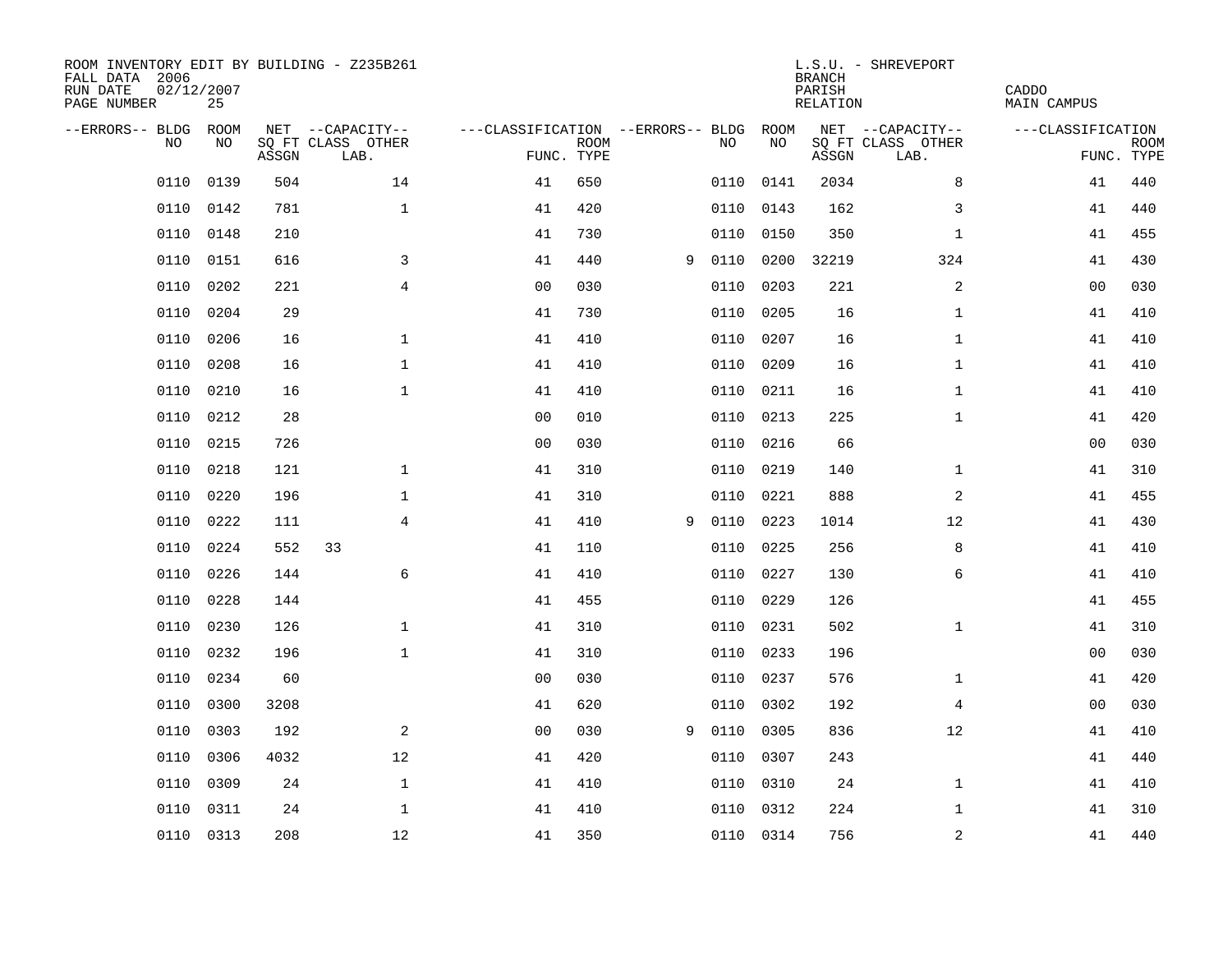ROOM INVENTORY EDIT BY BUILDING - Z235B261
FALL DATA 2006
RUN DATE 02/12/2007
PAGE NUMBER 25

L.S.U. - SHREVEPORT
BRANCH
PARISH CADDO
RELATION MAIN CAMPUS

| --ERRORS-- | BLDG NO | ROOM NO | NET SQ FT ASSGN | CAPACITY CLASS LAB. | CAPACITY OTHER | CLASSIFICATION FUNC. | ROOM TYPE | --ERRORS-- | BLDG NO | ROOM NO | NET SQ FT ASSGN | CAPACITY CLASS LAB. | CAPACITY OTHER | CLASSIFICATION FUNC. | ROOM TYPE |
|---|---|---|---|---|---|---|---|---|---|---|---|---|---|---|---|
| | 0110 | 0139 | 504 | | 14 | 41 | 650 | | 0110 | 0141 | 2034 | | 8 | 41 | 440 |
| | 0110 | 0142 | 781 | | 1 | 41 | 420 | | 0110 | 0143 | 162 | | 3 | 41 | 440 |
| | 0110 | 0148 | 210 | | | 41 | 730 | | 0110 | 0150 | 350 | | 1 | 41 | 455 |
| | 0110 | 0151 | 616 | | 3 | 41 | 440 | 9 | 0110 | 0200 | 32219 | | 324 | 41 | 430 |
| | 0110 | 0202 | 221 | | 4 | 00 | 030 | | 0110 | 0203 | 221 | | 2 | 00 | 030 |
| | 0110 | 0204 | 29 | | | 41 | 730 | | 0110 | 0205 | 16 | | 1 | 41 | 410 |
| | 0110 | 0206 | 16 | | 1 | 41 | 410 | | 0110 | 0207 | 16 | | 1 | 41 | 410 |
| | 0110 | 0208 | 16 | | 1 | 41 | 410 | | 0110 | 0209 | 16 | | 1 | 41 | 410 |
| | 0110 | 0210 | 16 | | 1 | 41 | 410 | | 0110 | 0211 | 16 | | 1 | 41 | 410 |
| | 0110 | 0212 | 28 | | | 00 | 010 | | 0110 | 0213 | 225 | | 1 | 41 | 420 |
| | 0110 | 0215 | 726 | | | 00 | 030 | | 0110 | 0216 | 66 | | | 00 | 030 |
| | 0110 | 0218 | 121 | | 1 | 41 | 310 | | 0110 | 0219 | 140 | | 1 | 41 | 310 |
| | 0110 | 0220 | 196 | | 1 | 41 | 310 | | 0110 | 0221 | 888 | | 2 | 41 | 455 |
| | 0110 | 0222 | 111 | | 4 | 41 | 410 | 9 | 0110 | 0223 | 1014 | | 12 | 41 | 430 |
| | 0110 | 0224 | 552 | 33 | | 41 | 110 | | 0110 | 0225 | 256 | | 8 | 41 | 410 |
| | 0110 | 0226 | 144 | | 6 | 41 | 410 | | 0110 | 0227 | 130 | | 6 | 41 | 410 |
| | 0110 | 0228 | 144 | | | 41 | 455 | | 0110 | 0229 | 126 | | | 41 | 455 |
| | 0110 | 0230 | 126 | | 1 | 41 | 310 | | 0110 | 0231 | 502 | | 1 | 41 | 310 |
| | 0110 | 0232 | 196 | | 1 | 41 | 310 | | 0110 | 0233 | 196 | | | 00 | 030 |
| | 0110 | 0234 | 60 | | | 00 | 030 | | 0110 | 0237 | 576 | | 1 | 41 | 420 |
| | 0110 | 0300 | 3208 | | | 41 | 620 | | 0110 | 0302 | 192 | | 4 | 00 | 030 |
| | 0110 | 0303 | 192 | | 2 | 00 | 030 | 9 | 0110 | 0305 | 836 | | 12 | 41 | 410 |
| | 0110 | 0306 | 4032 | | 12 | 41 | 420 | | 0110 | 0307 | 243 | | | 41 | 440 |
| | 0110 | 0309 | 24 | | 1 | 41 | 410 | | 0110 | 0310 | 24 | | 1 | 41 | 410 |
| | 0110 | 0311 | 24 | | 1 | 41 | 410 | | 0110 | 0312 | 224 | | 1 | 41 | 310 |
| | 0110 | 0313 | 208 | | 12 | 41 | 350 | | 0110 | 0314 | 756 | | 2 | 41 | 440 |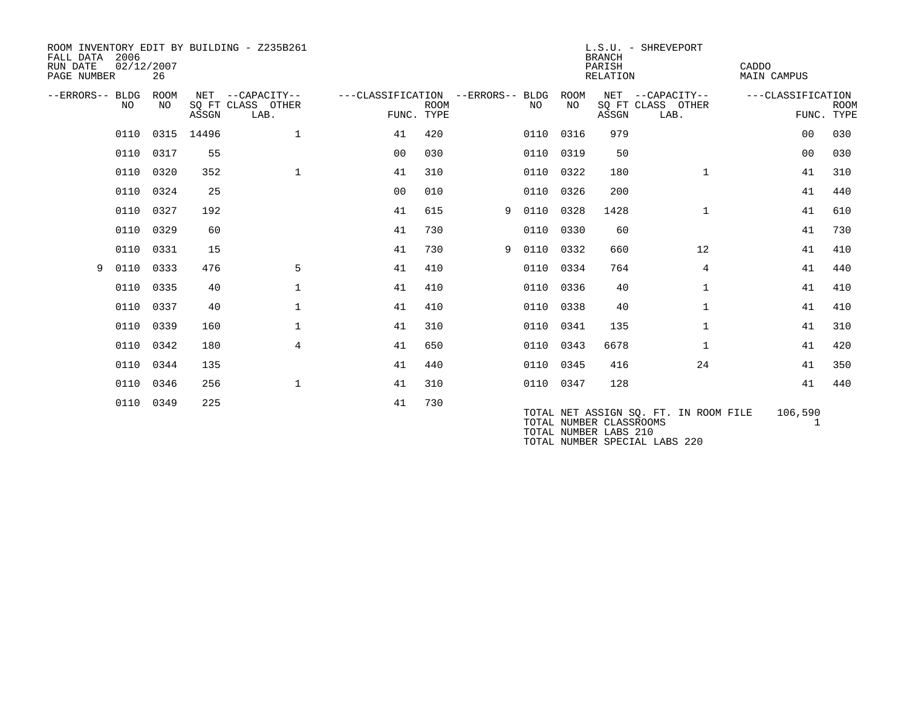ROOM INVENTORY EDIT BY BUILDING - Z235B261
FALL DATA 2006
RUN DATE 02/12/2007
PAGE NUMBER 26

L.S.U. - SHREVEPORT
BRANCH
PARISH CADDO
RELATION MAIN CAMPUS

| --ERRORS-- | BLDG NO | ROOM NO | NET SQ FT ASSGN | --CAPACITY-- CLASS | OTHER LAB. | ---CLASSIFICATION FUNC. | ROOM TYPE | --ERRORS-- | BLDG NO | ROOM NO | NET SQ FT ASSGN | --CAPACITY-- CLASS | OTHER LAB. | ---CLASSIFICATION FUNC. | ROOM TYPE |
|---|---|---|---|---|---|---|---|---|---|---|---|---|---|---|---|
| | 0110 | 0315 | 14496 | | 1 | 41 | 420 | | 0110 | 0316 | 979 | | | 00 | 030 |
| | 0110 | 0317 | 55 | | | 00 | 030 | | 0110 | 0319 | 50 | | | 00 | 030 |
| | 0110 | 0320 | 352 | | 1 | 41 | 310 | | 0110 | 0322 | 180 | | 1 | 41 | 310 |
| | 0110 | 0324 | 25 | | | 00 | 010 | | 0110 | 0326 | 200 | | | 41 | 440 |
| | 0110 | 0327 | 192 | | | 41 | 615 | 9 | 0110 | 0328 | 1428 | | 1 | 41 | 610 |
| | 0110 | 0329 | 60 | | | 41 | 730 | | 0110 | 0330 | 60 | | | 41 | 730 |
| | 0110 | 0331 | 15 | | | 41 | 730 | 9 | 0110 | 0332 | 660 | | 12 | 41 | 410 |
| 9 | 0110 | 0333 | 476 | | 5 | 41 | 410 | | 0110 | 0334 | 764 | | 4 | 41 | 440 |
| | 0110 | 0335 | 40 | | 1 | 41 | 410 | | 0110 | 0336 | 40 | | 1 | 41 | 410 |
| | 0110 | 0337 | 40 | | 1 | 41 | 410 | | 0110 | 0338 | 40 | | 1 | 41 | 410 |
| | 0110 | 0339 | 160 | | 1 | 41 | 310 | | 0110 | 0341 | 135 | | 1 | 41 | 310 |
| | 0110 | 0342 | 180 | | 4 | 41 | 650 | | 0110 | 0343 | 6678 | | 1 | 41 | 420 |
| | 0110 | 0344 | 135 | | | 41 | 440 | | 0110 | 0345 | 416 | | 24 | 41 | 350 |
| | 0110 | 0346 | 256 | | 1 | 41 | 310 | | 0110 | 0347 | 128 | | | 41 | 440 |
| | 0110 | 0349 | 225 | | | 41 | 730 | | | | | | | | |

TOTAL NET ASSIGN SQ. FT. IN ROOM FILE 106,590
TOTAL NUMBER CLASSROOMS 1
TOTAL NUMBER LABS 210
TOTAL NUMBER SPECIAL LABS 220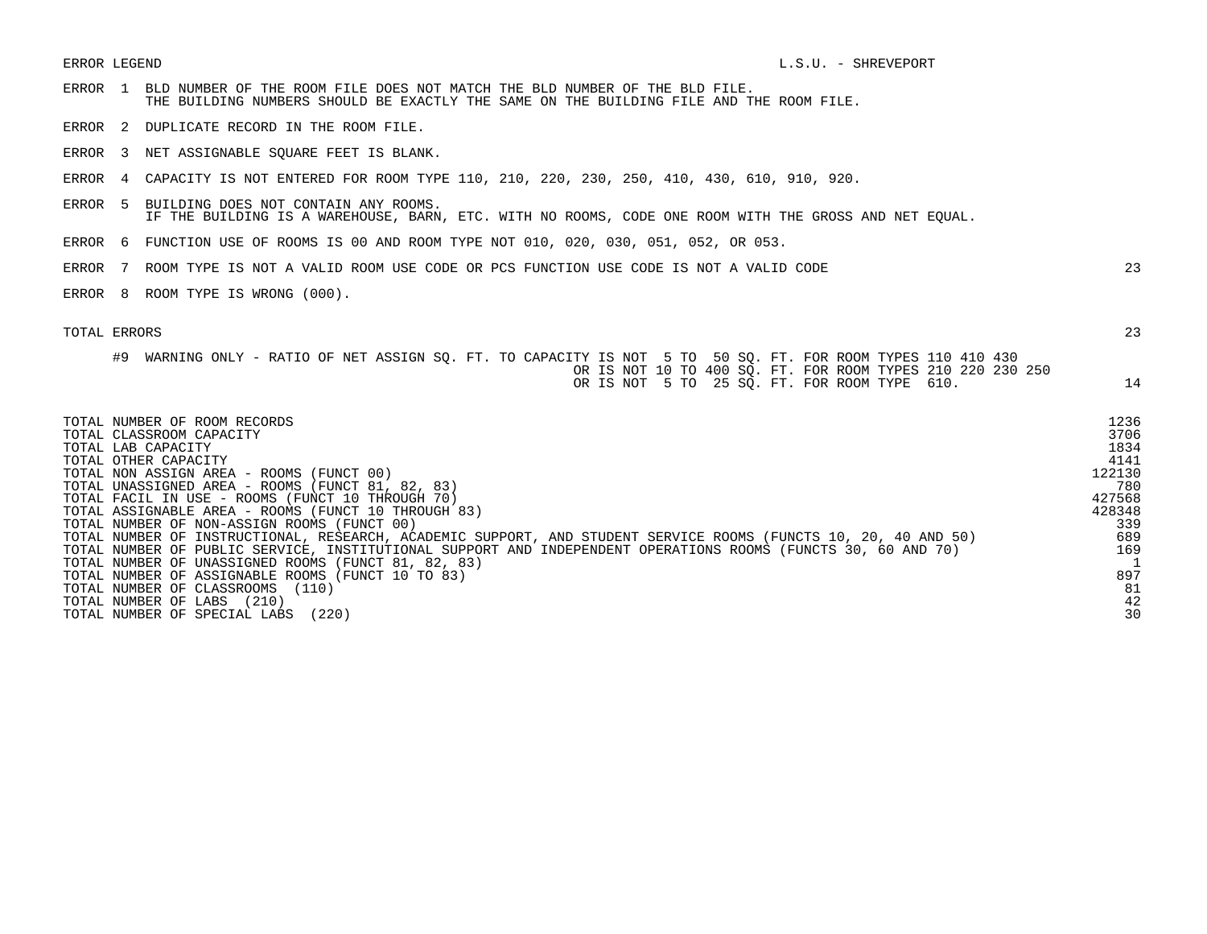ERROR LEGEND

L.S.U. - SHREVEPORT

| | | |
|---|---|---|
| ERROR 1 | BLD NUMBER OF THE ROOM FILE DOES NOT MATCH THE BLD NUMBER OF THE BLD FILE. THE BUILDING NUMBERS SHOULD BE EXACTLY THE SAME ON THE BUILDING FILE AND THE ROOM FILE. | |
| ERROR 2 | DUPLICATE RECORD IN THE ROOM FILE. | |
| ERROR 3 | NET ASSIGNABLE SQUARE FEET IS BLANK. | |
| ERROR 4 | CAPACITY IS NOT ENTERED FOR ROOM TYPE 110, 210, 220, 230, 250, 410, 430, 610, 910, 920. | |
| ERROR 5 | BUILDING DOES NOT CONTAIN ANY ROOMS. IF THE BUILDING IS A WAREHOUSE, BARN, ETC. WITH NO ROOMS, CODE ONE ROOM WITH THE GROSS AND NET EQUAL. | |
| ERROR 6 | FUNCTION USE OF ROOMS IS 00 AND ROOM TYPE NOT 010, 020, 030, 051, 052, OR 053. | |
| ERROR 7 | ROOM TYPE IS NOT A VALID ROOM USE CODE OR PCS FUNCTION USE CODE IS NOT A VALID CODE | 23 |
| ERROR 8 | ROOM TYPE IS WRONG (000). | |
| TOTAL ERRORS | | 23 |
| #9 | WARNING ONLY - RATIO OF NET ASSIGN SQ. FT. TO CAPACITY IS NOT 5 TO 50 SQ. FT. FOR ROOM TYPES 110 410 430 OR IS NOT 10 TO 400 SQ. FT. FOR ROOM TYPES 210 220 230 250 OR IS NOT 5 TO 25 SQ. FT. FOR ROOM TYPE 610. | 14 |

| | |
|---|---|
| TOTAL NUMBER OF ROOM RECORDS | 1236 |
| TOTAL CLASSROOM CAPACITY | 3706 |
| TOTAL LAB CAPACITY | 1834 |
| TOTAL OTHER CAPACITY | 4141 |
| TOTAL NON ASSIGN AREA - ROOMS (FUNCT 00) | 122130 |
| TOTAL UNASSIGNED AREA - ROOMS (FUNCT 81, 82, 83) | 780 |
| TOTAL FACIL IN USE - ROOMS (FUNCT 10 THROUGH 70) | 427568 |
| TOTAL ASSIGNABLE AREA - ROOMS (FUNCT 10 THROUGH 83) | 428348 |
| TOTAL NUMBER OF NON-ASSIGN ROOMS (FUNCT 00) | 339 |
| TOTAL NUMBER OF INSTRUCTIONAL, RESEARCH, ACADEMIC SUPPORT, AND STUDENT SERVICE ROOMS (FUNCTS 10, 20, 40 AND 50) | 689 |
| TOTAL NUMBER OF PUBLIC SERVICE, INSTITUTIONAL SUPPORT AND INDEPENDENT OPERATIONS ROOMS (FUNCTS 30, 60 AND 70) | 169 |
| TOTAL NUMBER OF UNASSIGNED ROOMS (FUNCT 81, 82, 83) | 1 |
| TOTAL NUMBER OF ASSIGNABLE ROOMS (FUNCT 10 TO 83) | 897 |
| TOTAL NUMBER OF CLASSROOMS (110) | 81 |
| TOTAL NUMBER OF LABS (210) | 42 |
| TOTAL NUMBER OF SPECIAL LABS (220) | 30 |